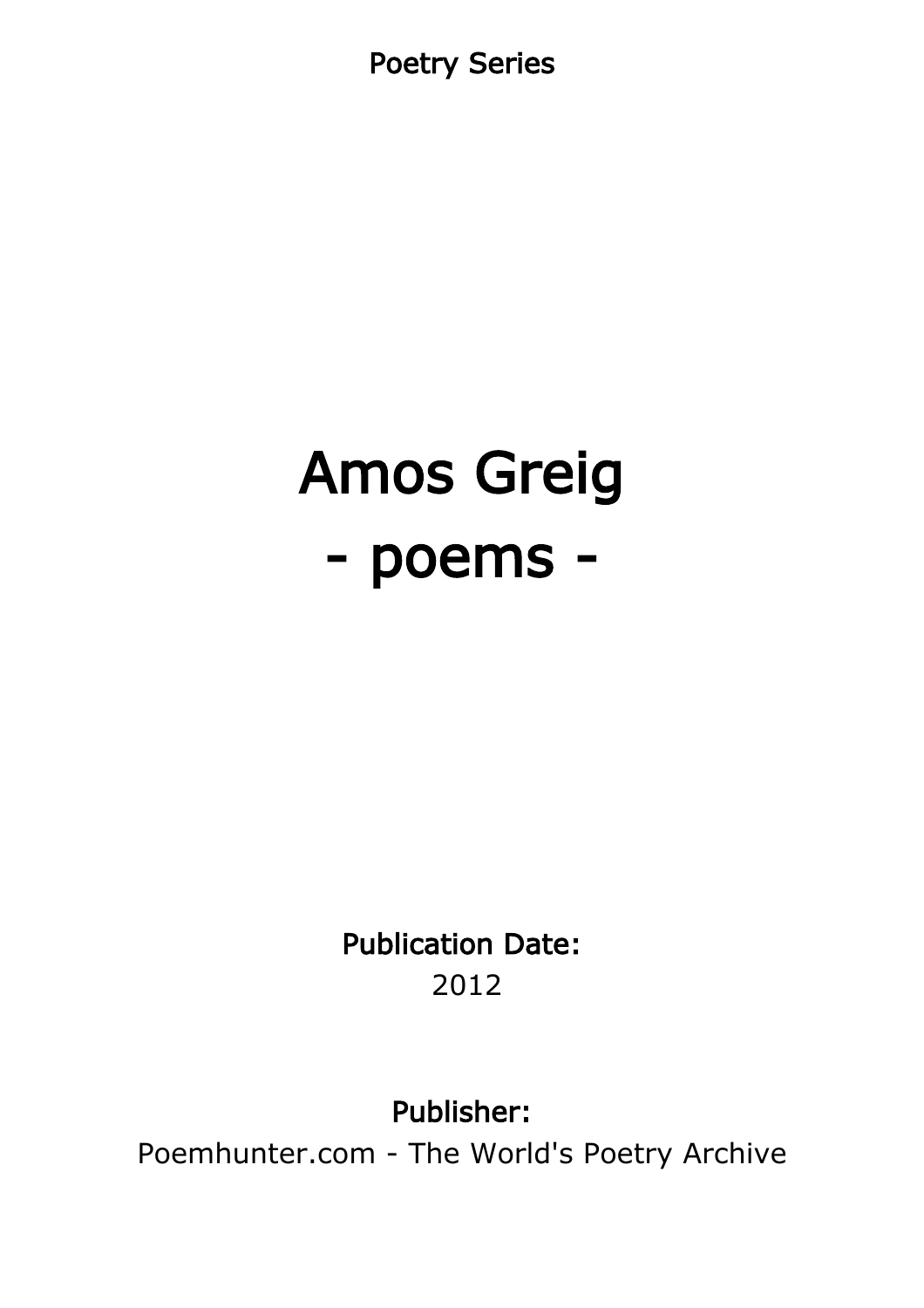Poetry Series

# Amos Greig
# - poems -

**Publication Date:**
2012

**Publisher:**
Poemhunter.com - The World's Poetry Archive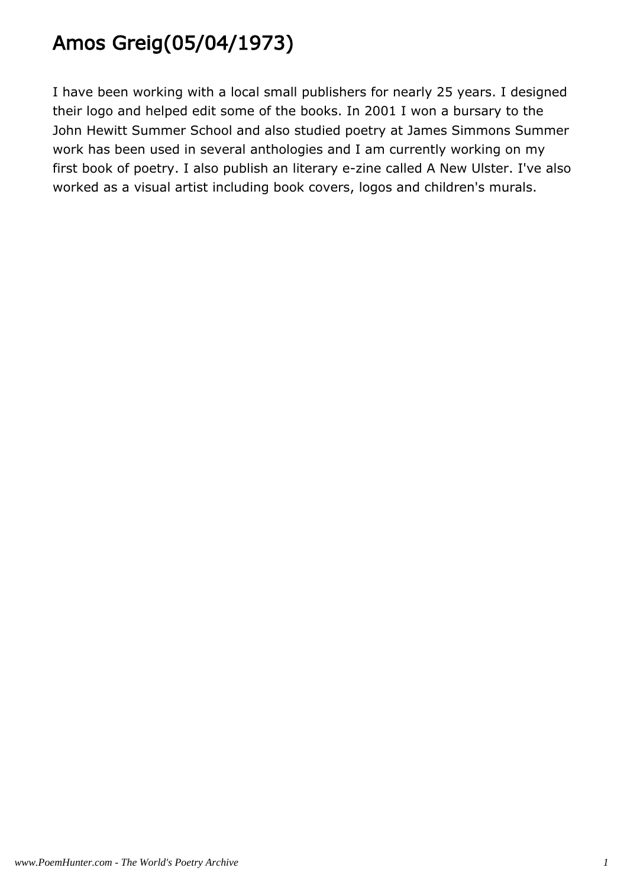# Amos Greig(05/04/1973)

I have been working with a local small publishers for nearly 25 years. I designed their logo and helped edit some of the books. In 2001 I won a bursary to the John Hewitt Summer School and also studied poetry at James Simmons Summer work has been used in several anthologies and I am currently working on my first book of poetry. I also publish an literary e-zine called A New Ulster. I've also worked as a visual artist including book covers, logos and children's murals.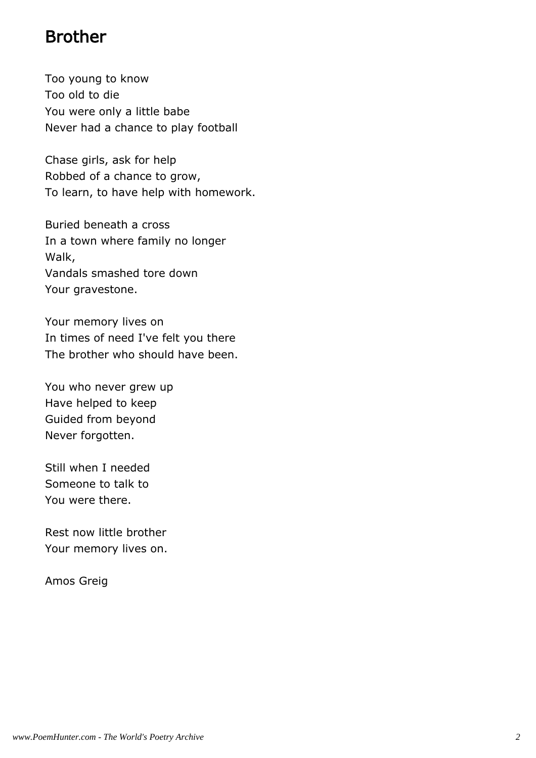## Brother

Too young to know  
Too old to die  
You were only a little babe  
Never had a chance to play football

Chase girls, ask for help  
Robbed of a chance to grow,  
To learn, to have help with homework.

Buried beneath a cross  
In a town where family no longer  
Walk,  
Vandals smashed tore down  
Your gravestone.

Your memory lives on  
In times of need I've felt you there  
The brother who should have been.

You who never grew up  
Have helped to keep  
Guided from beyond  
Never forgotten.

Still when I needed  
Someone to talk to  
You were there.

Rest now little brother  
Your memory lives on.

Amos Greig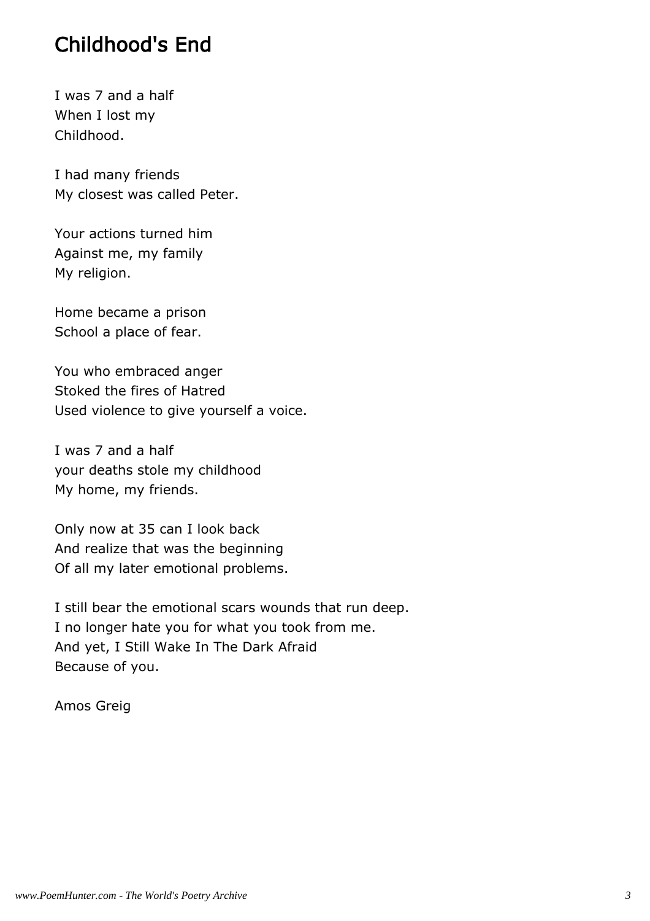# Childhood's End

I was 7 and a half  
When I lost my  
Childhood.

I had many friends  
My closest was called Peter.

Your actions turned him  
Against me, my family  
My religion.

Home became a prison  
School a place of fear.

You who embraced anger  
Stoked the fires of Hatred  
Used violence to give yourself a voice.

I was 7 and a half  
your deaths stole my childhood  
My home, my friends.

Only now at 35 can I look back  
And realize that was the beginning  
Of all my later emotional problems.

I still bear the emotional scars wounds that run deep.  
I no longer hate you for what you took from me.  
And yet, I Still Wake In The Dark Afraid  
Because of you.

Amos Greig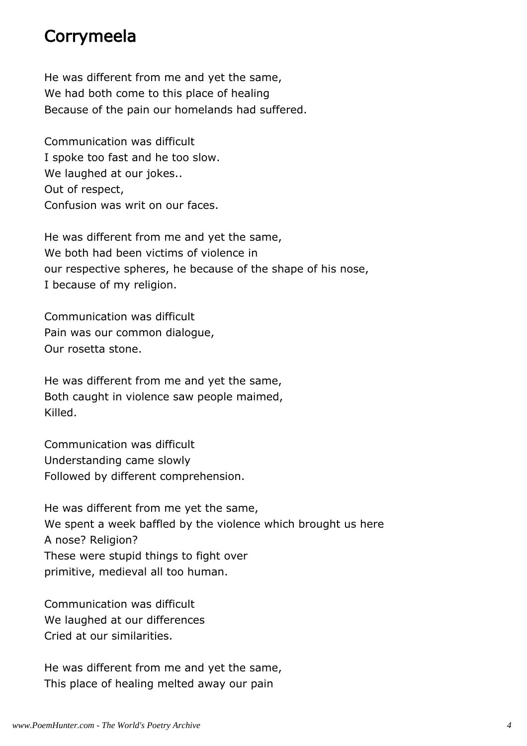## Corrymeela

He was different from me and yet the same,  
We had both come to this place of healing  
Because of the pain our homelands had suffered.

Communication was difficult  
I spoke too fast and he too slow.  
We laughed at our jokes..  
Out of respect,  
Confusion was writ on our faces.

He was different from me and yet the same,  
We both had been victims of violence in  
our respective spheres, he because of the shape of his nose,  
I because of my religion.

Communication was difficult  
Pain was our common dialogue,  
Our rosetta stone.

He was different from me and yet the same,  
Both caught in violence saw people maimed,  
Killed.

Communication was difficult  
Understanding came slowly  
Followed by different comprehension.

He was different from me yet the same,  
We spent a week baffled by the violence which brought us here  
A nose? Religion?  
These were stupid things to fight over  
primitive, medieval all too human.

Communication was difficult  
We laughed at our differences  
Cried at our similarities.

He was different from me and yet the same,  
This place of healing melted away our pain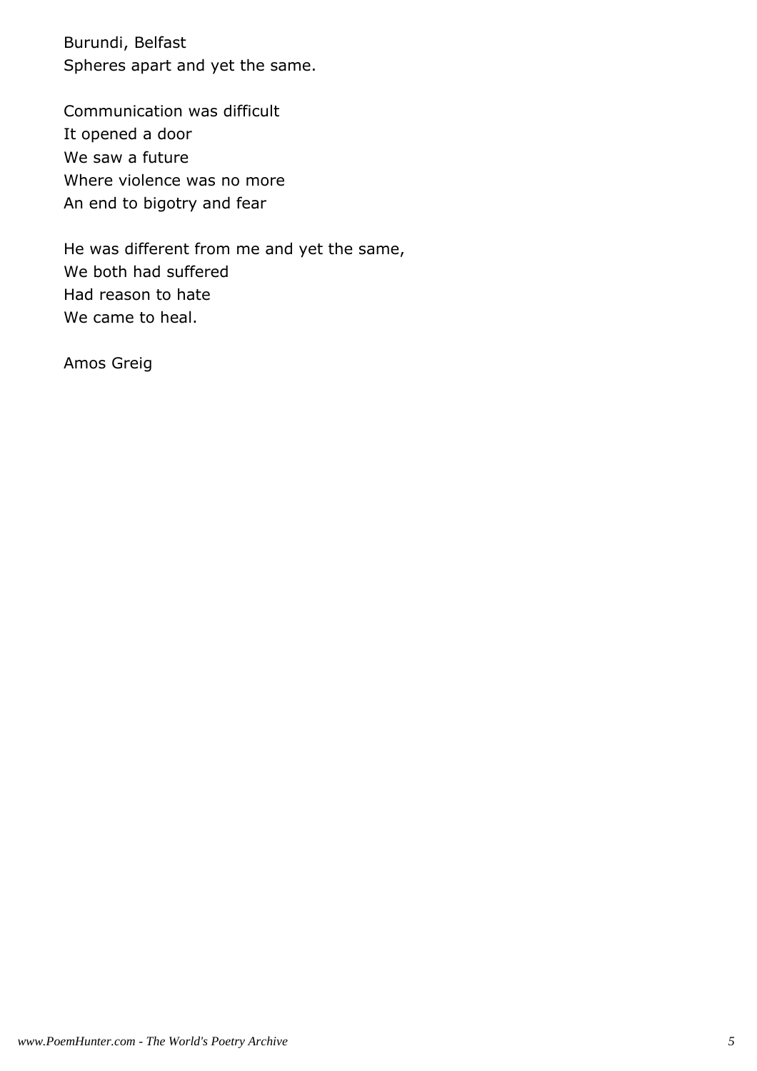Burundi, Belfast
Spheres apart and yet the same.

Communication was difficult
It opened a door
We saw a future
Where violence was no more
An end to bigotry and fear

He was different from me and yet the same,
We both had suffered
Had reason to hate
We came to heal.

Amos Greig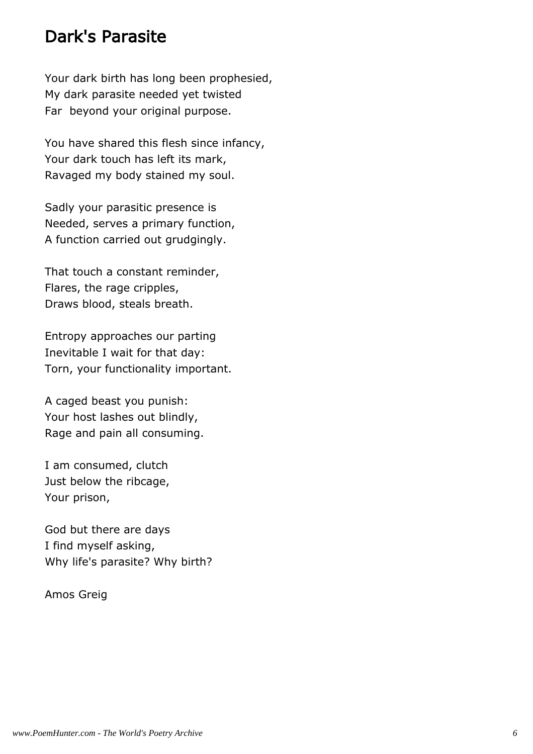## Dark's Parasite

Your dark birth has long been prophesied,  
My dark parasite needed yet twisted  
Far  beyond your original purpose.

You have shared this flesh since infancy,  
Your dark touch has left its mark,  
Ravaged my body stained my soul.

Sadly your parasitic presence is  
Needed, serves a primary function,  
A function carried out grudgingly.

That touch a constant reminder,  
Flares, the rage cripples,  
Draws blood, steals breath.

Entropy approaches our parting  
Inevitable I wait for that day:  
Torn, your functionality important.

A caged beast you punish:  
Your host lashes out blindly,  
Rage and pain all consuming.

I am consumed, clutch  
Just below the ribcage,  
Your prison,

God but there are days  
I find myself asking,  
Why life's parasite? Why birth?

Amos Greig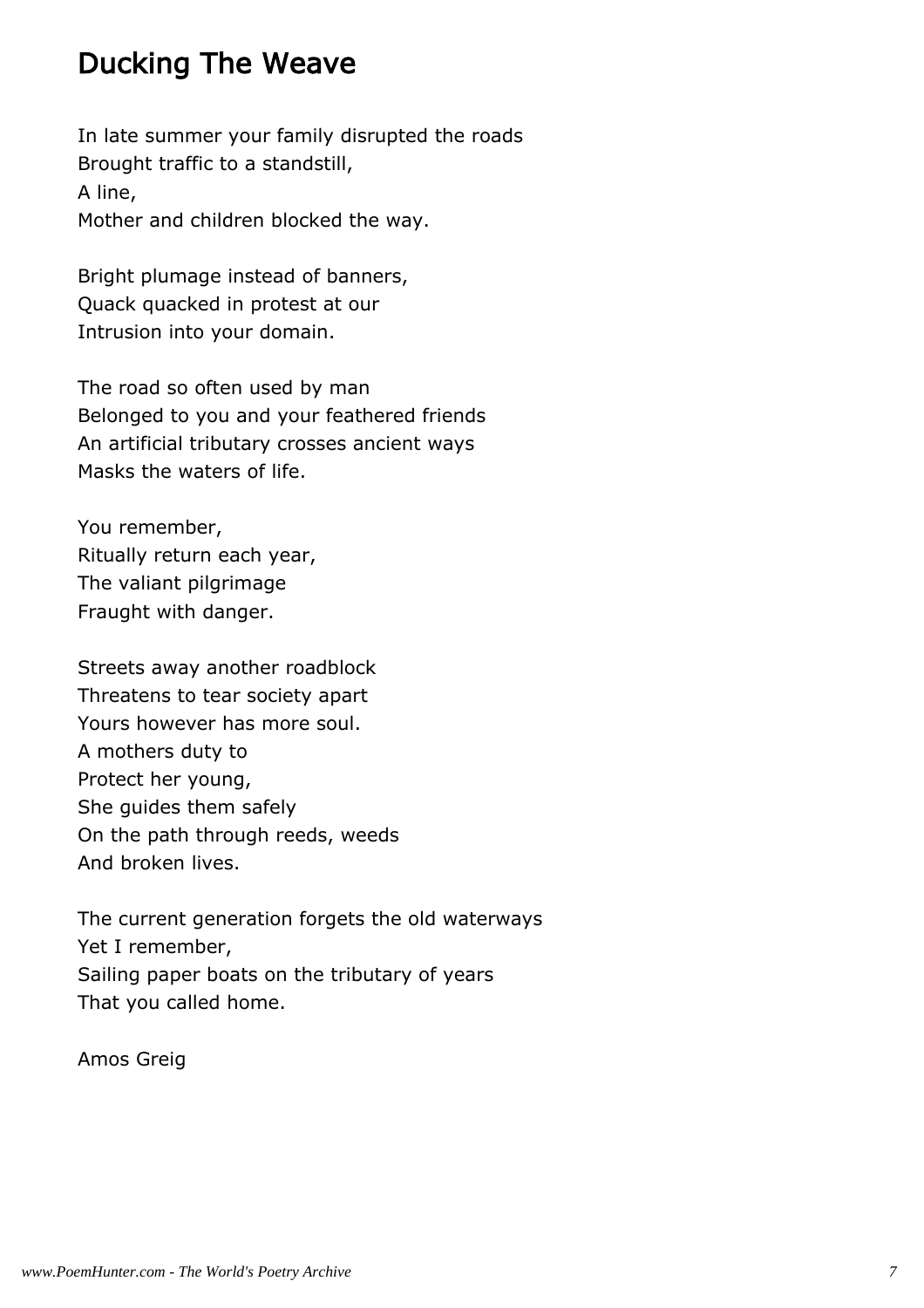## Ducking The Weave

In late summer your family disrupted the roads  
Brought traffic to a standstill,  
A line,  
Mother and children blocked the way.

Bright plumage instead of banners,  
Quack quacked in protest at our  
Intrusion into your domain.

The road so often used by man  
Belonged to you and your feathered friends  
An artificial tributary crosses ancient ways  
Masks the waters of life.

You remember,  
Ritually return each year,  
The valiant pilgrimage  
Fraught with danger.

Streets away another roadblock  
Threatens to tear society apart  
Yours however has more soul.  
A mothers duty to  
Protect her young,  
She guides them safely  
On the path through reeds, weeds  
And broken lives.

The current generation forgets the old waterways  
Yet I remember,  
Sailing paper boats on the tributary of years  
That you called home.

Amos Greig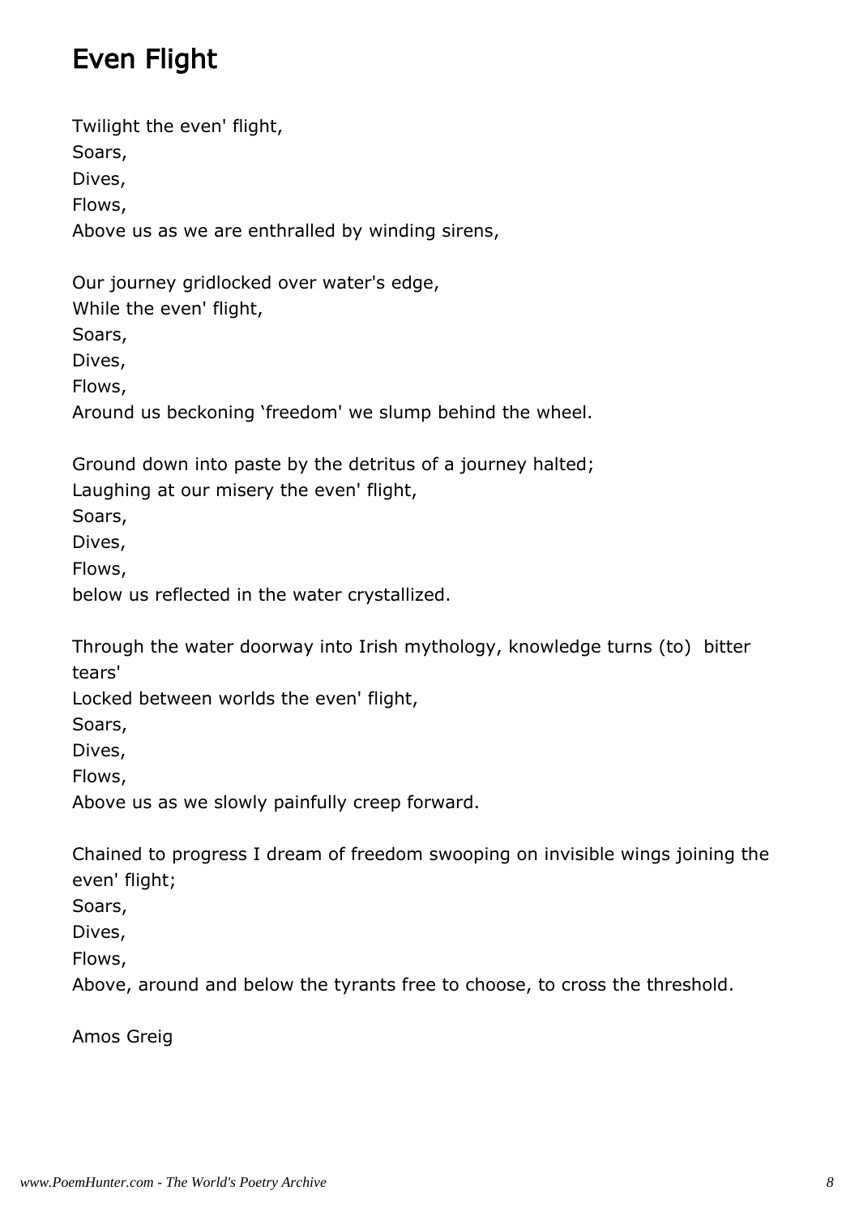# Even Flight

Twilight the even' flight,
Soars,
Dives,
Flows,
Above us as we are enthralled by winding sirens,

Our journey gridlocked over water's edge,
While the even' flight,
Soars,
Dives,
Flows,
Around us beckoning 'freedom' we slump behind the wheel.

Ground down into paste by the detritus of a journey halted;
Laughing at our misery the even' flight,
Soars,
Dives,
Flows,
below us reflected in the water crystallized.

Through the water doorway into Irish mythology, knowledge turns (to) bitter tears'
Locked between worlds the even' flight,
Soars,
Dives,
Flows,
Above us as we slowly painfully creep forward.

Chained to progress I dream of freedom swooping on invisible wings joining the even' flight;
Soars,
Dives,
Flows,
Above, around and below the tyrants free to choose, to cross the threshold.

Amos Greig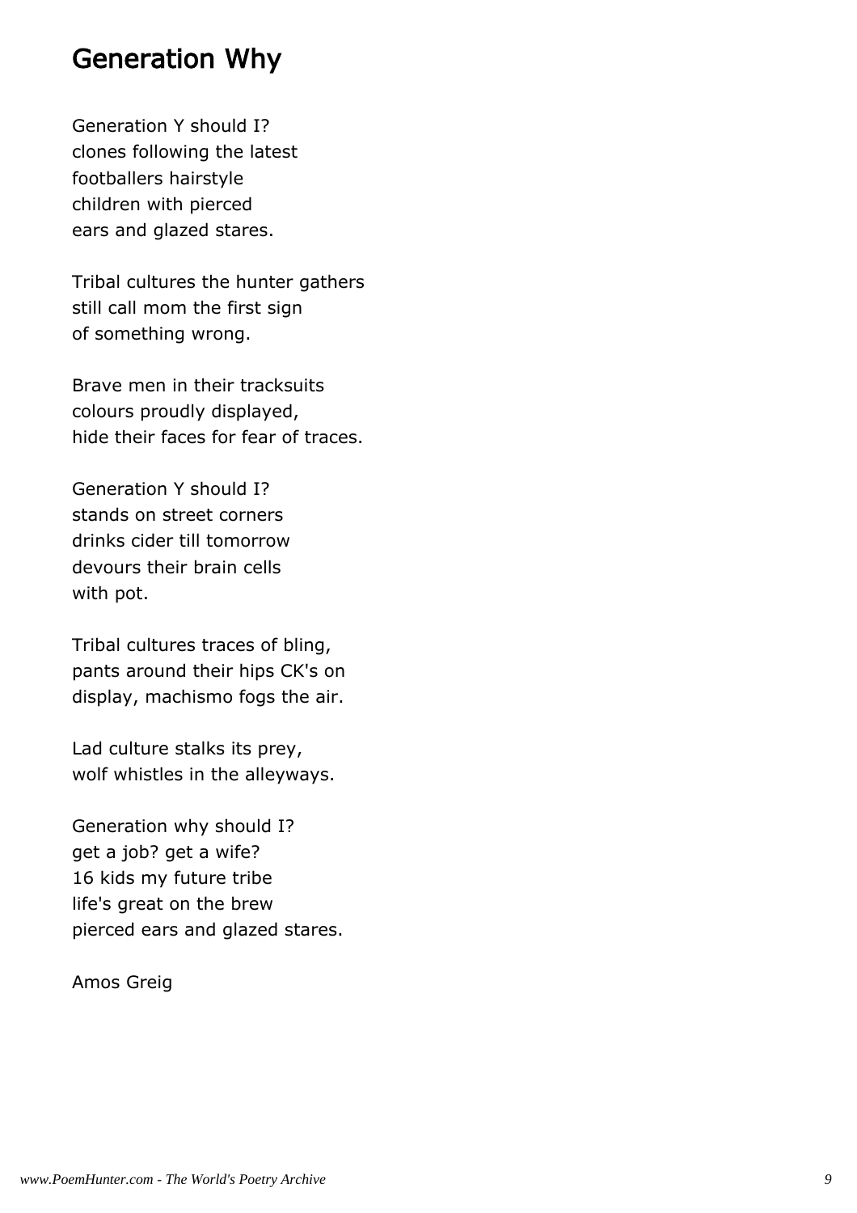## Generation Why

Generation Y should I?
clones following the latest
footballers hairstyle
children with pierced
ears and glazed stares.

Tribal cultures the hunter gathers
still call mom the first sign
of something wrong.

Brave men in their tracksuits
colours proudly displayed,
hide their faces for fear of traces.

Generation Y should I?
stands on street corners
drinks cider till tomorrow
devours their brain cells
with pot.

Tribal cultures traces of bling,
pants around their hips CK's on
display, machismo fogs the air.

Lad culture stalks its prey,
wolf whistles in the alleyways.

Generation why should I?
get a job? get a wife?
16 kids my future tribe
life's great on the brew
pierced ears and glazed stares.

Amos Greig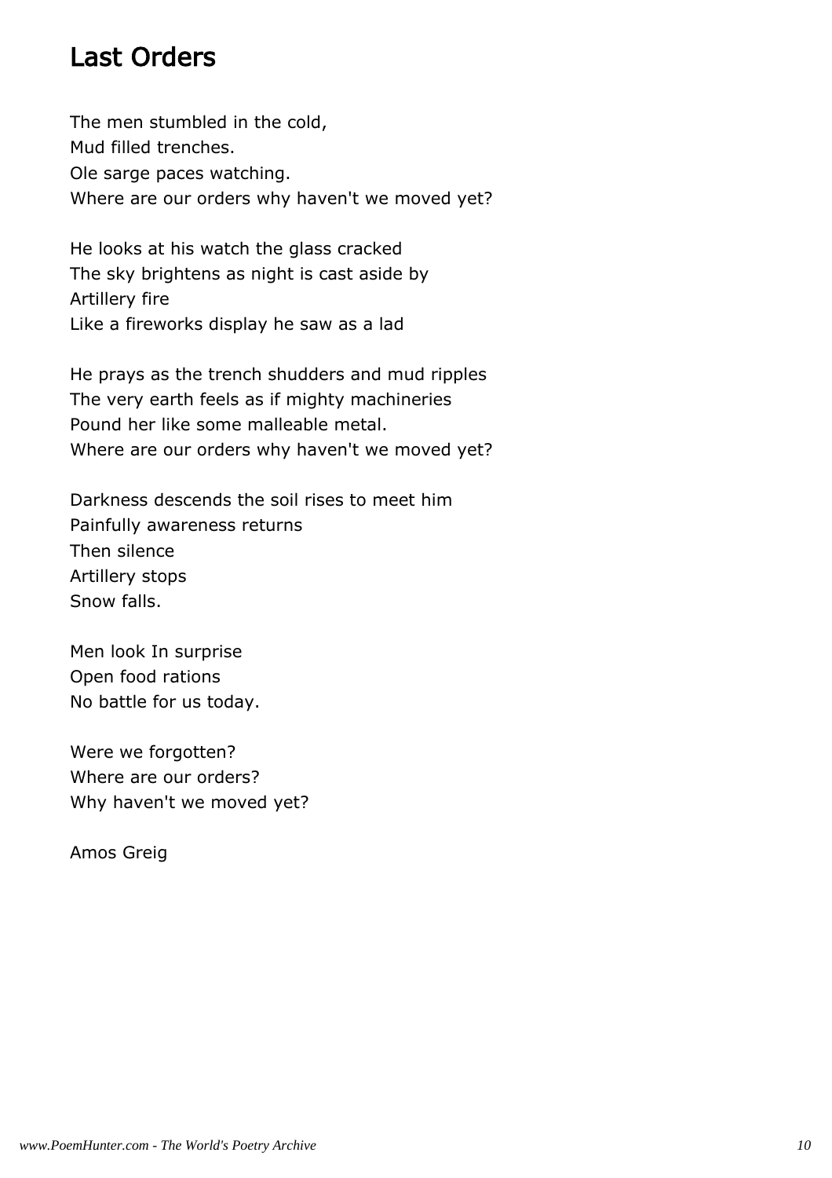## Last Orders

The men stumbled in the cold,
Mud filled trenches.
Ole sarge paces watching.
Where are our orders why haven't we moved yet?

He looks at his watch the glass cracked
The sky brightens as night is cast aside by
Artillery fire
Like a fireworks display he saw as a lad

He prays as the trench shudders and mud ripples
The very earth feels as if mighty machineries
Pound her like some malleable metal.
Where are our orders why haven't we moved yet?

Darkness descends the soil rises to meet him
Painfully awareness returns
Then silence
Artillery stops
Snow falls.

Men look In surprise
Open food rations
No battle for us today.

Were we forgotten?
Where are our orders?
Why haven't we moved yet?

Amos Greig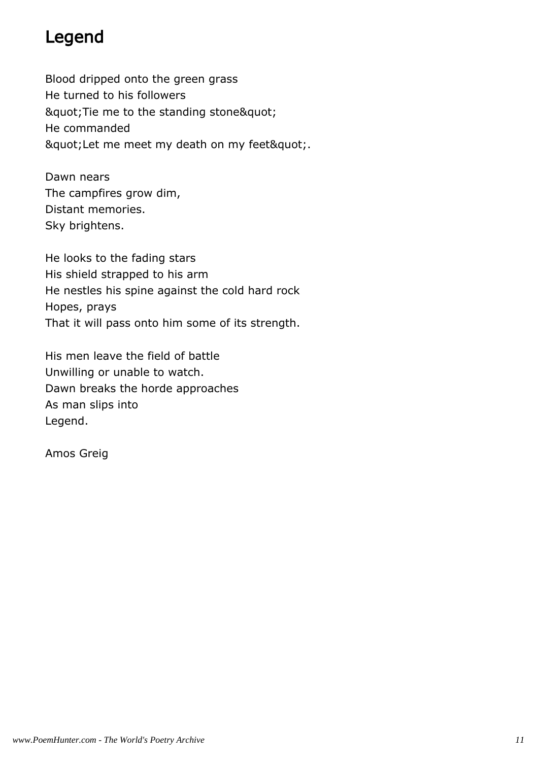# Legend

Blood dripped onto the green grass
He turned to his followers
&quot;Tie me to the standing stone&quot;
He commanded
&quot;Let me meet my death on my feet&quot;.

Dawn nears
The campfires grow dim,
Distant memories.
Sky brightens.

He looks to the fading stars
His shield strapped to his arm
He nestles his spine against the cold hard rock
Hopes, prays
That it will pass onto him some of its strength.

His men leave the field of battle
Unwilling or unable to watch.
Dawn breaks the horde approaches
As man slips into
Legend.

Amos Greig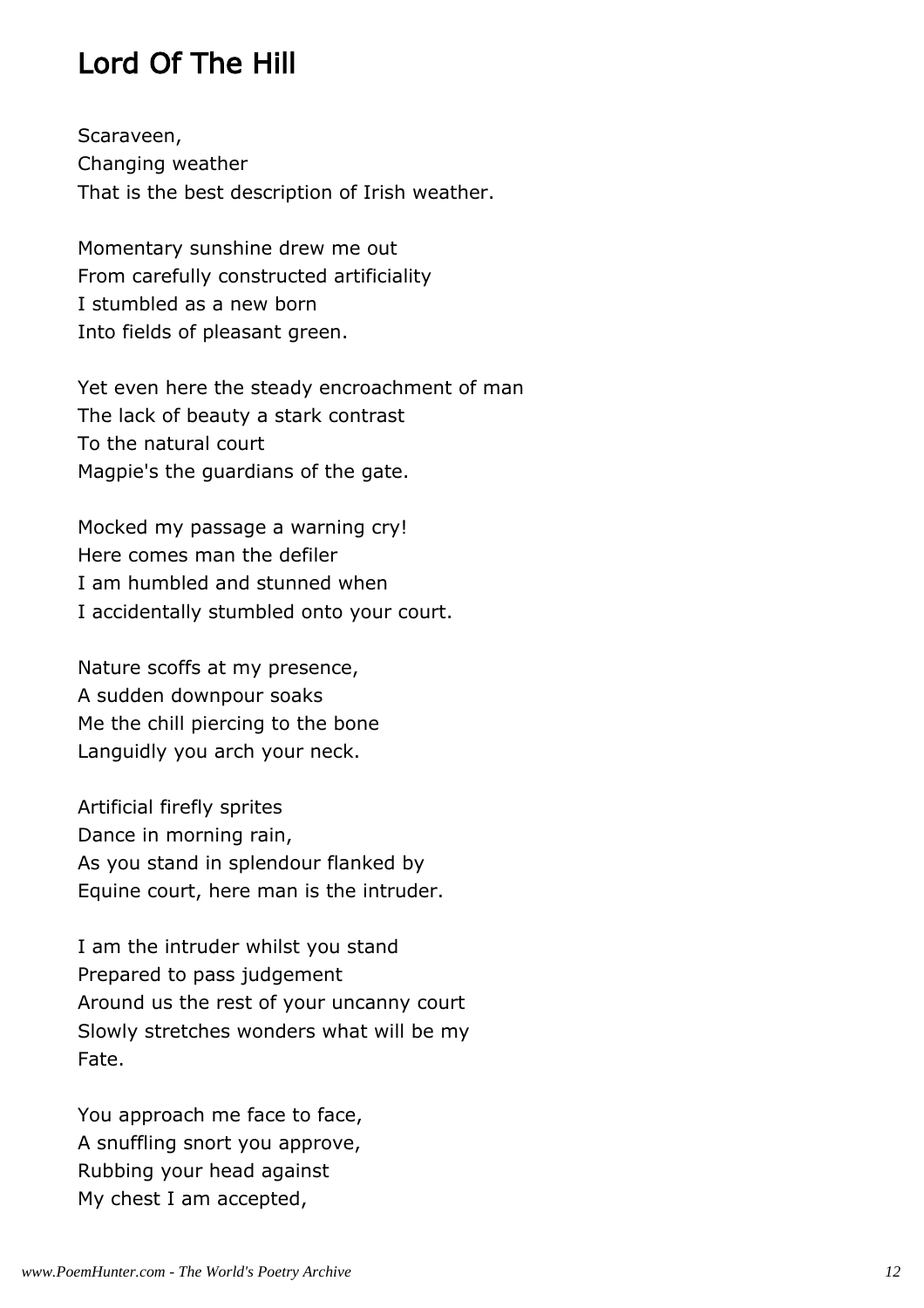## Lord Of The Hill

Scaraveen,  
Changing weather  
That is the best description of Irish weather.

Momentary sunshine drew me out  
From carefully constructed artificiality  
I stumbled as a new born  
Into fields of pleasant green.

Yet even here the steady encroachment of man  
The lack of beauty a stark contrast  
To the natural court  
Magpie's the guardians of the gate.

Mocked my passage a warning cry!  
Here comes man the defiler  
I am humbled and stunned when  
I accidentally stumbled onto your court.

Nature scoffs at my presence,  
A sudden downpour soaks  
Me the chill piercing to the bone  
Languidly you arch your neck.

Artificial firefly sprites  
Dance in morning rain,  
As you stand in splendour flanked by  
Equine court, here man is the intruder.

I am the intruder whilst you stand  
Prepared to pass judgement  
Around us the rest of your uncanny court  
Slowly stretches wonders what will be my  
Fate.

You approach me face to face,  
A snuffling snort you approve,  
Rubbing your head against  
My chest I am accepted,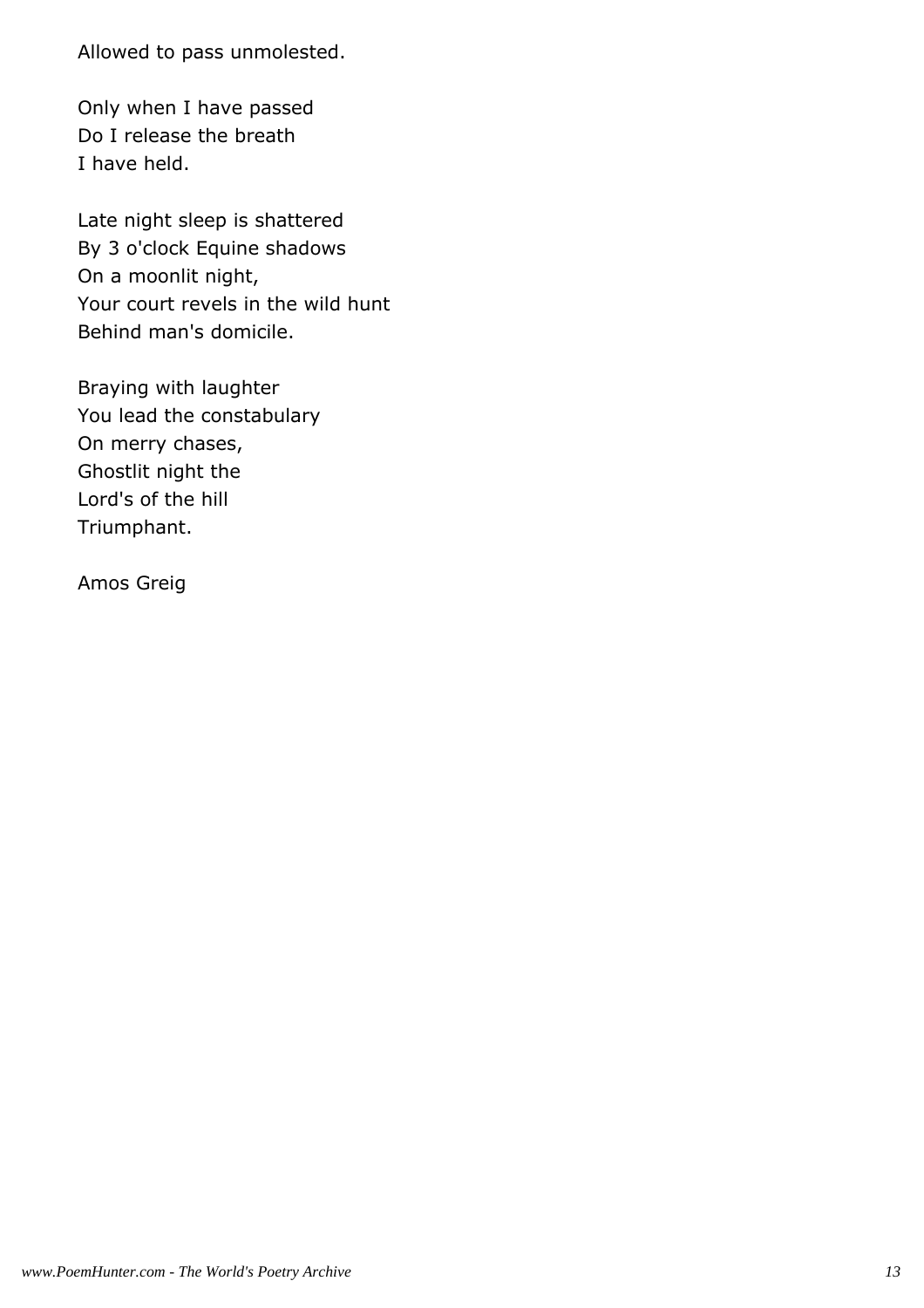Allowed to pass unmolested.

Only when I have passed
Do I release the breath
I have held.

Late night sleep is shattered
By 3 o'clock Equine shadows
On a moonlit night,
Your court revels in the wild hunt
Behind man's domicile.

Braying with laughter
You lead the constabulary
On merry chases,
Ghostlit night the
Lord's of the hill
Triumphant.

Amos Greig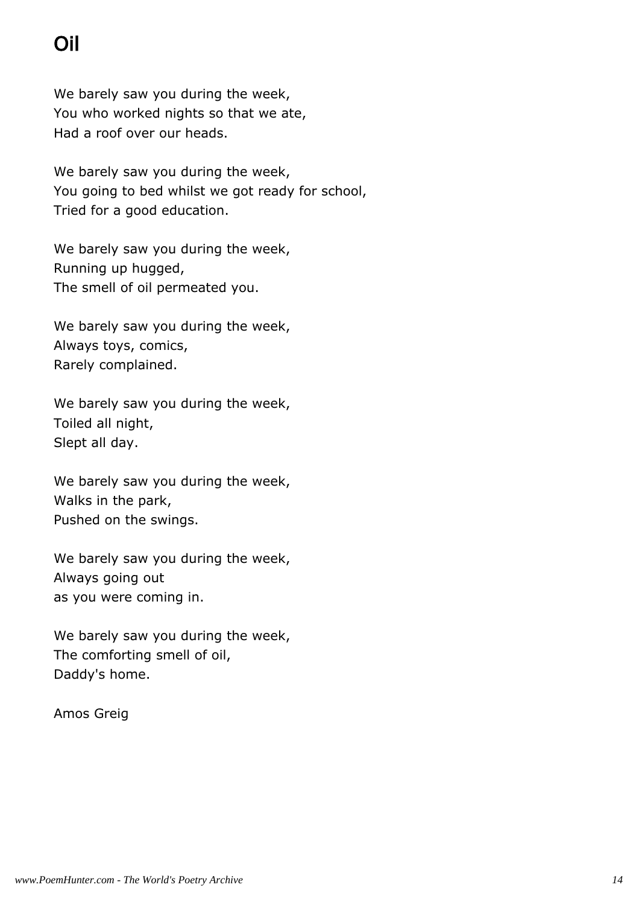# Oil

We barely saw you during the week,
You who worked nights so that we ate,
Had a roof over our heads.

We barely saw you during the week,
You going to bed whilst we got ready for school,
Tried for a good education.

We barely saw you during the week,
Running up hugged,
The smell of oil permeated you.

We barely saw you during the week,
Always toys, comics,
Rarely complained.

We barely saw you during the week,
Toiled all night,
Slept all day.

We barely saw you during the week,
Walks in the park,
Pushed on the swings.

We barely saw you during the week,
Always going out
as you were coming in.

We barely saw you during the week,
The comforting smell of oil,
Daddy's home.

Amos Greig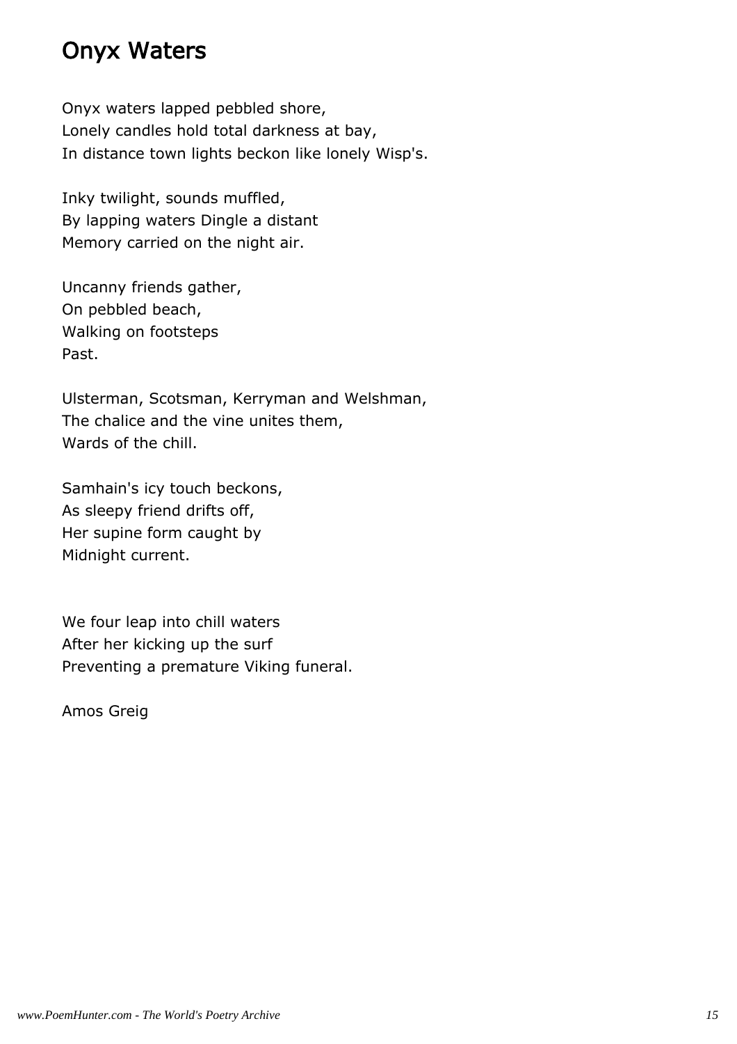## Onyx Waters

Onyx waters lapped pebbled shore,
Lonely candles hold total darkness at bay,
In distance town lights beckon like lonely Wisp's.

Inky twilight, sounds muffled,
By lapping waters Dingle a distant
Memory carried on the night air.

Uncanny friends gather,
On pebbled beach,
Walking on footsteps
Past.

Ulsterman, Scotsman, Kerryman and Welshman,
The chalice and the vine unites them,
Wards of the chill.

Samhain's icy touch beckons,
As sleepy friend drifts off,
Her supine form caught by
Midnight current.

We four leap into chill waters
After her kicking up the surf
Preventing a premature Viking funeral.

Amos Greig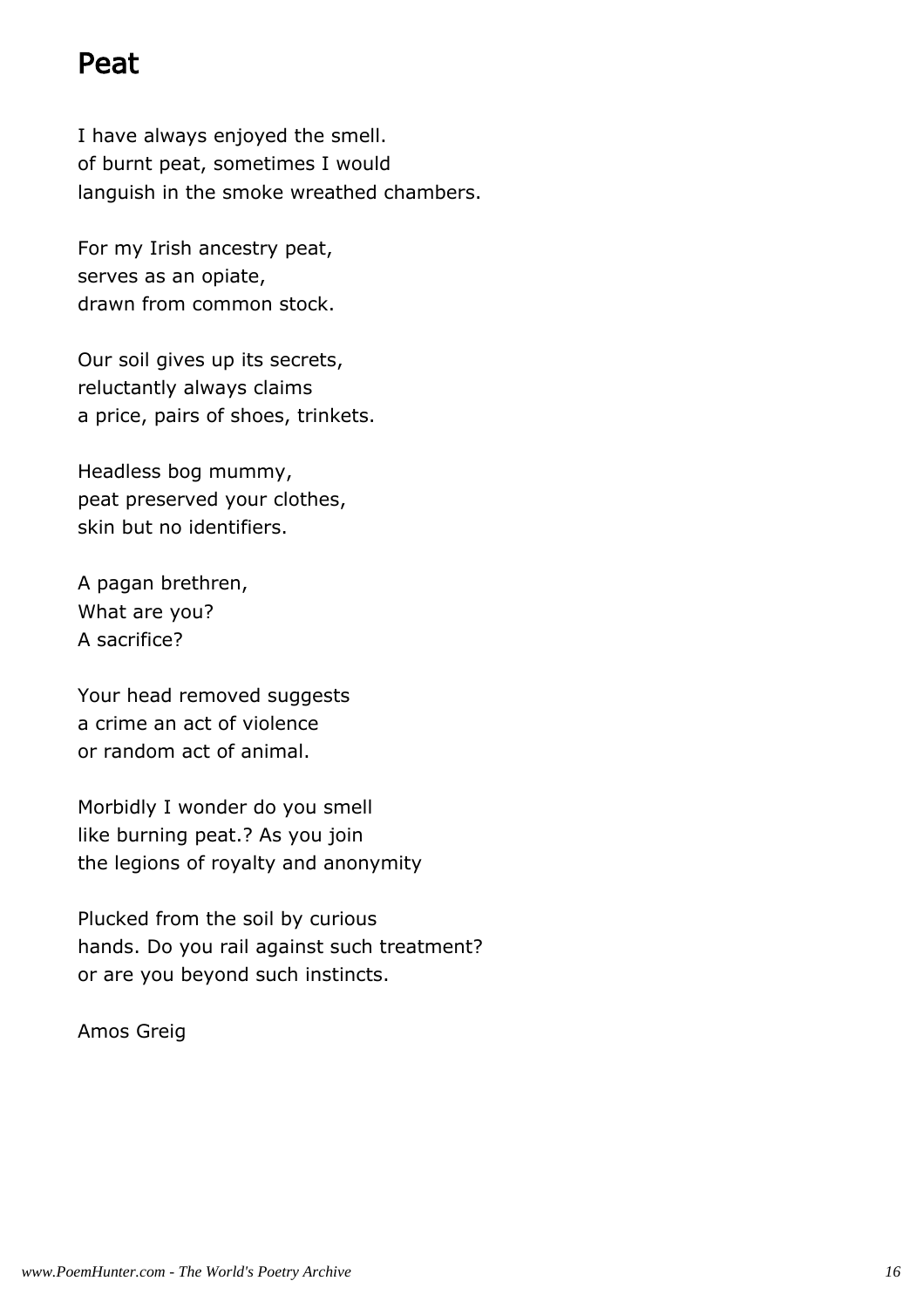# Peat

I have always enjoyed the smell.
of burnt peat, sometimes I would
languish in the smoke wreathed chambers.

For my Irish ancestry peat,
serves as an opiate,
drawn from common stock.

Our soil gives up its secrets,
reluctantly always claims
a price, pairs of shoes, trinkets.

Headless bog mummy,
peat preserved your clothes,
skin but no identifiers.

A pagan brethren,
What are you?
A sacrifice?

Your head removed suggests
a crime an act of violence
or random act of animal.

Morbidly I wonder do you smell
like burning peat.? As you join
the legions of royalty and anonymity

Plucked from the soil by curious
hands. Do you rail against such treatment?
or are you beyond such instincts.

Amos Greig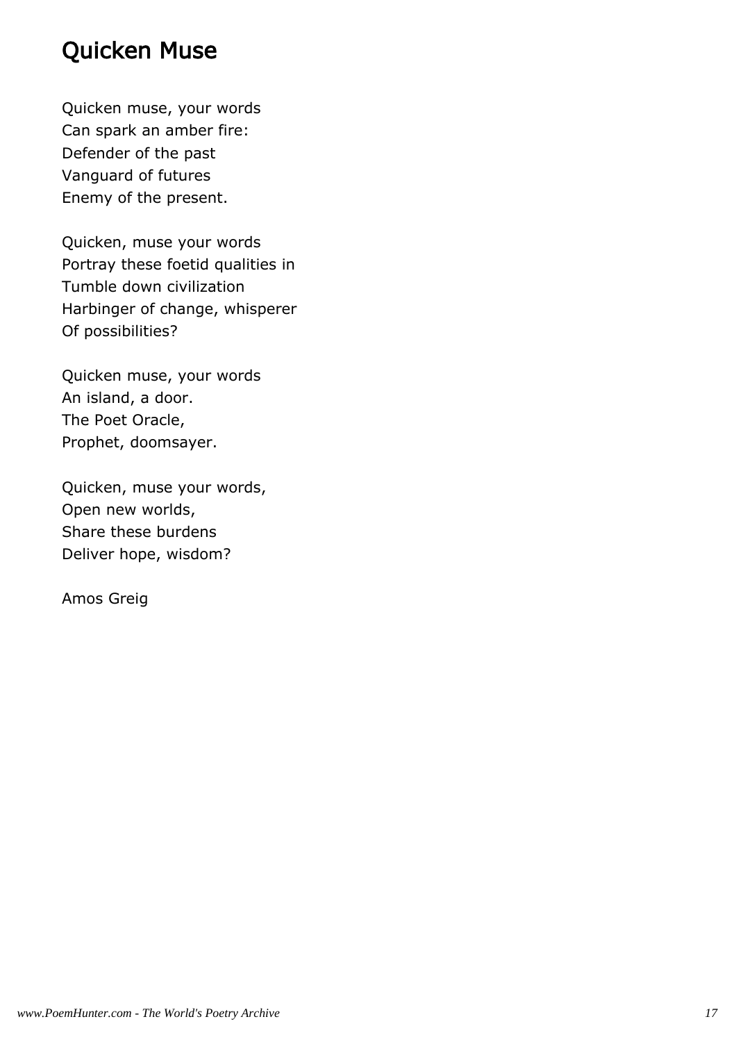## Quicken Muse

Quicken muse, your words  
Can spark an amber fire:  
Defender of the past  
Vanguard of futures  
Enemy of the present.

Quicken, muse your words  
Portray these foetid qualities in  
Tumble down civilization  
Harbinger of change, whisperer  
Of possibilities?

Quicken muse, your words  
An island, a door.  
The Poet Oracle,  
Prophet, doomsayer.

Quicken, muse your words,  
Open new worlds,  
Share these burdens  
Deliver hope, wisdom?

Amos Greig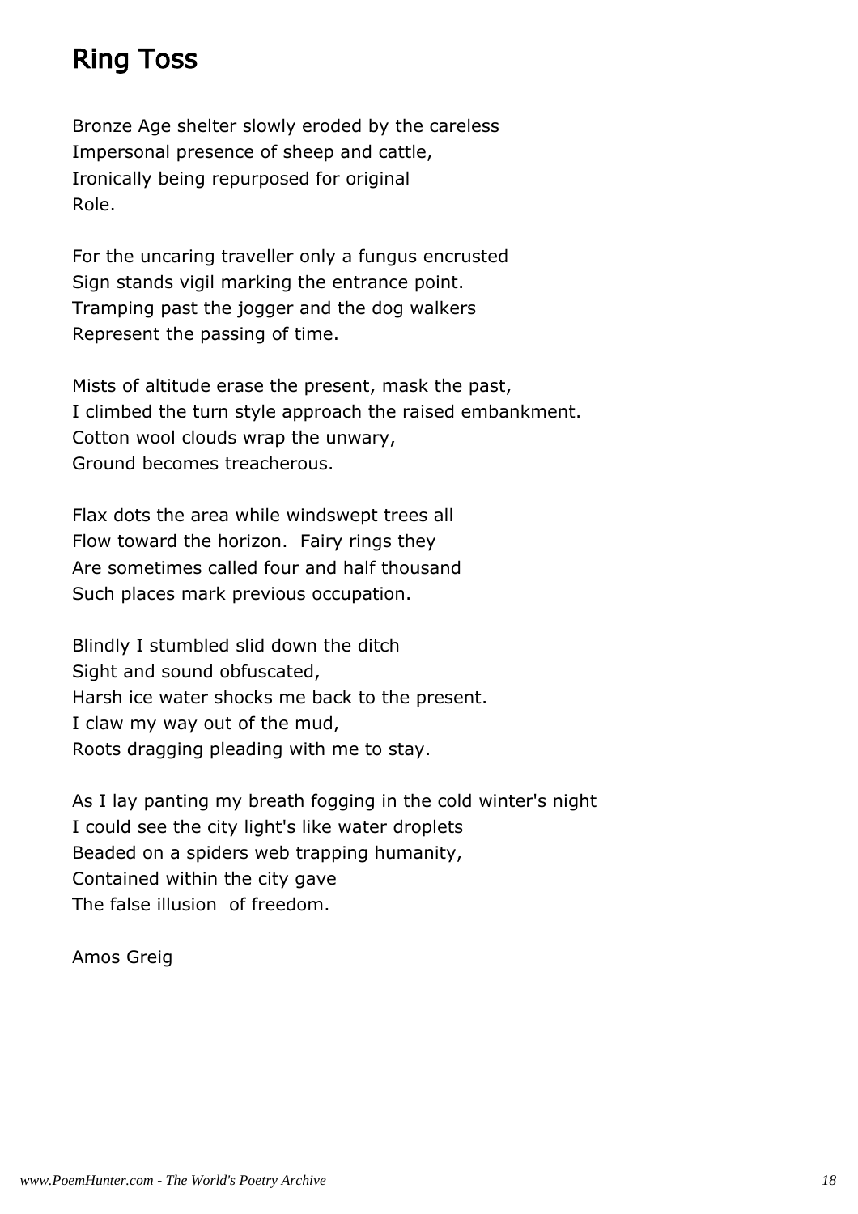## Ring Toss

Bronze Age shelter slowly eroded by the careless
Impersonal presence of sheep and cattle,
Ironically being repurposed for original
Role.

For the uncaring traveller only a fungus encrusted
Sign stands vigil marking the entrance point.
Tramping past the jogger and the dog walkers
Represent the passing of time.

Mists of altitude erase the present, mask the past,
I climbed the turn style approach the raised embankment.
Cotton wool clouds wrap the unwary,
Ground becomes treacherous.

Flax dots the area while windswept trees all
Flow toward the horizon.  Fairy rings they
Are sometimes called four and half thousand
Such places mark previous occupation.

Blindly I stumbled slid down the ditch
Sight and sound obfuscated,
Harsh ice water shocks me back to the present.
I claw my way out of the mud,
Roots dragging pleading with me to stay.

As I lay panting my breath fogging in the cold winter's night
I could see the city light's like water droplets
Beaded on a spiders web trapping humanity,
Contained within the city gave
The false illusion  of freedom.

Amos Greig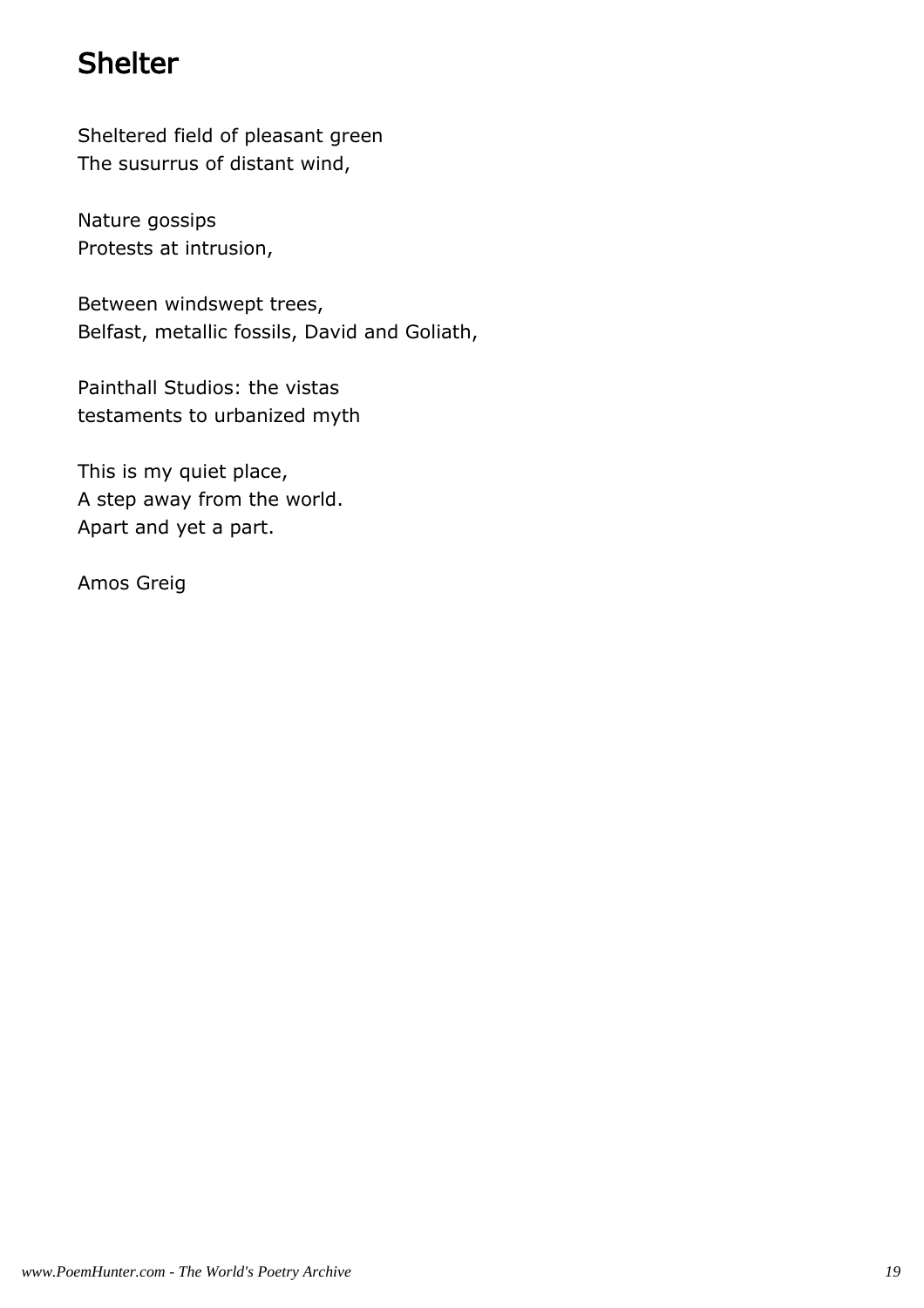# Shelter

Sheltered field of pleasant green
The susurrus of distant wind,

Nature gossips
Protests at intrusion,

Between windswept trees,
Belfast, metallic fossils, David and Goliath,

Painthall Studios: the vistas
testaments to urbanized myth

This is my quiet place,
A step away from the world.
Apart and yet a part.

Amos Greig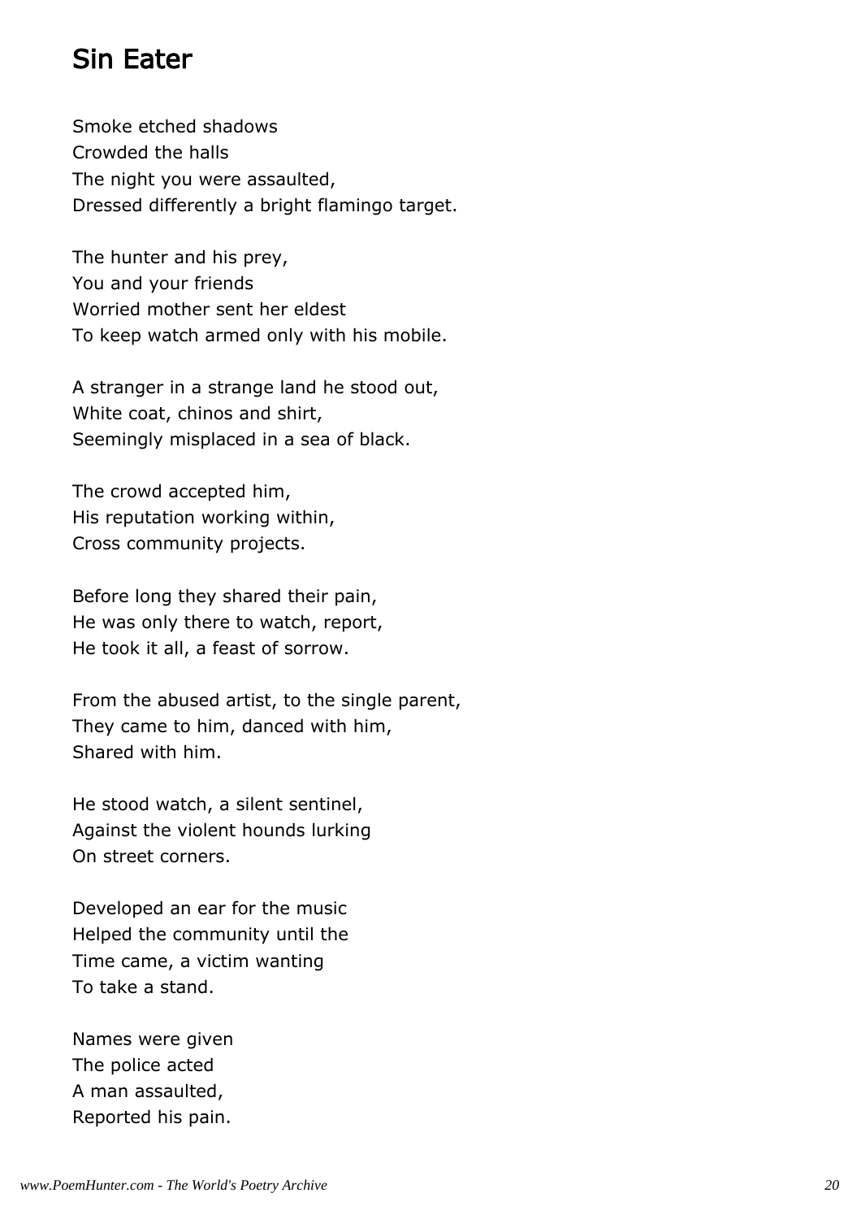## Sin Eater

Smoke etched shadows  
Crowded the halls  
The night you were assaulted,  
Dressed differently a bright flamingo target.

The hunter and his prey,  
You and your friends  
Worried mother sent her eldest  
To keep watch armed only with his mobile.

A stranger in a strange land he stood out,  
White coat, chinos and shirt,  
Seemingly misplaced in a sea of black.

The crowd accepted him,  
His reputation working within,  
Cross community projects.

Before long they shared their pain,  
He was only there to watch, report,  
He took it all, a feast of sorrow.

From the abused artist, to the single parent,  
They came to him, danced with him,  
Shared with him.

He stood watch, a silent sentinel,  
Against the violent hounds lurking  
On street corners.

Developed an ear for the music  
Helped the community until the  
Time came, a victim wanting  
To take a stand.

Names were given  
The police acted  
A man assaulted,  
Reported his pain.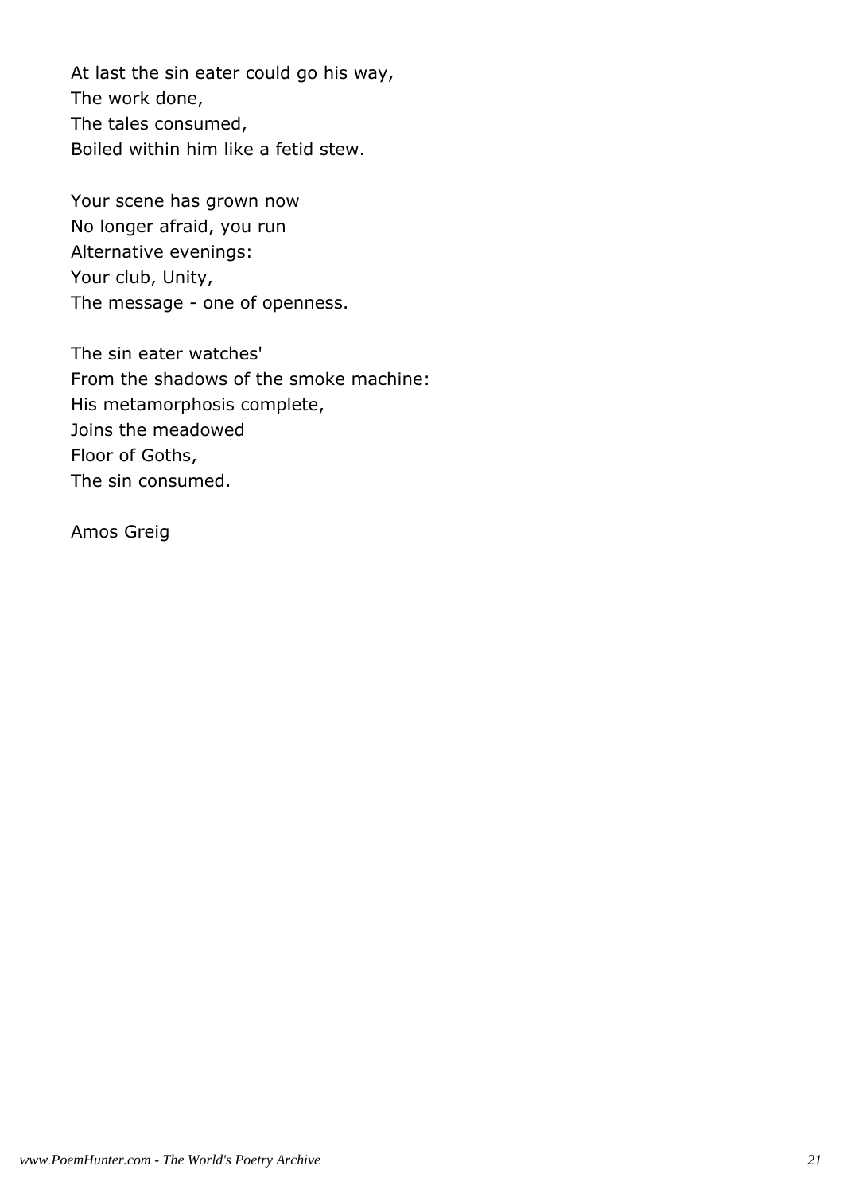At last the sin eater could go his way,  
The work done,  
The tales consumed,  
Boiled within him like a fetid stew.

Your scene has grown now  
No longer afraid, you run  
Alternative evenings:  
Your club, Unity,  
The message - one of openness.

The sin eater watches'  
From the shadows of the smoke machine:  
His metamorphosis complete,  
Joins the meadowed  
Floor of Goths,  
The sin consumed.

Amos Greig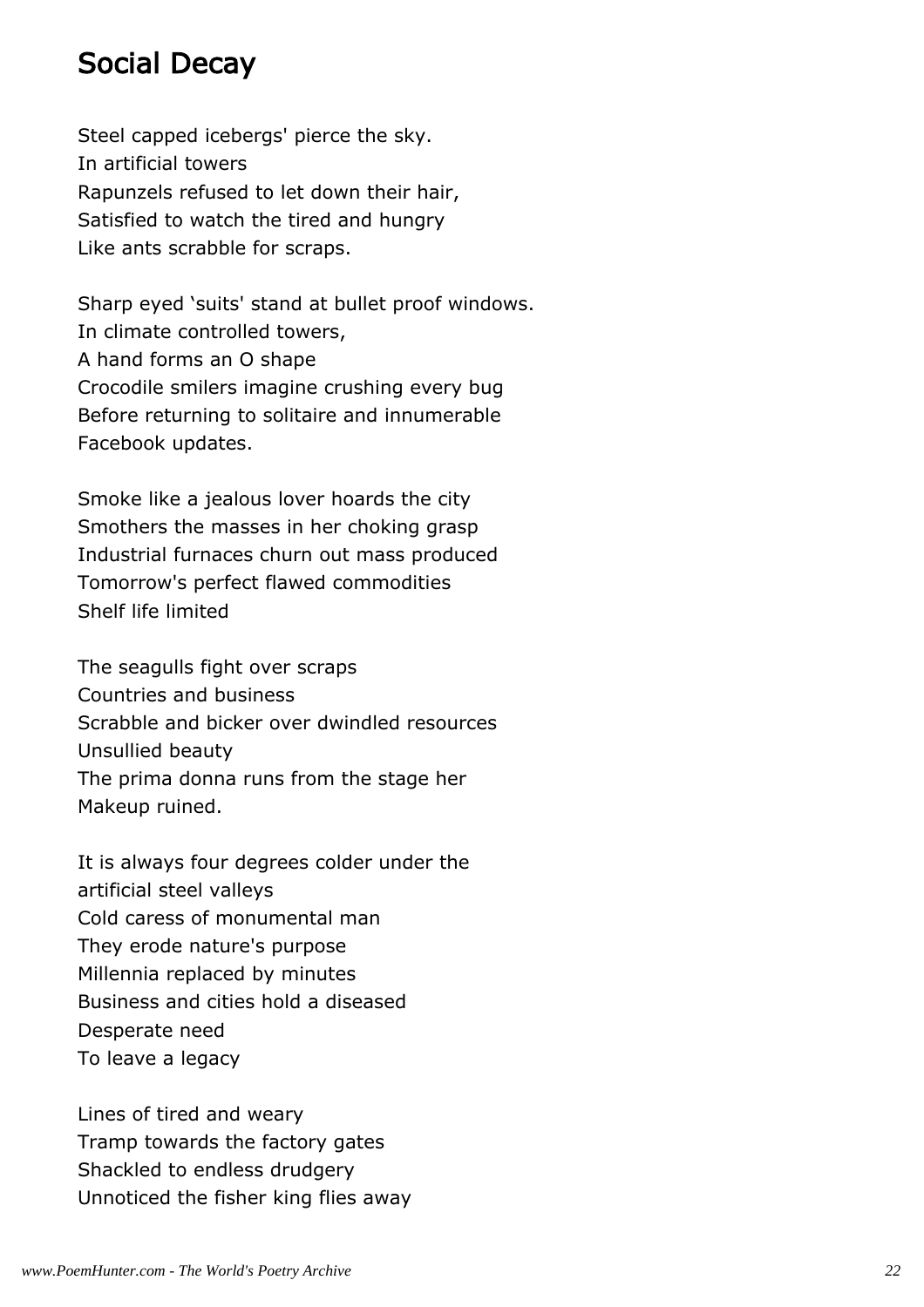## Social Decay

Steel capped icebergs' pierce the sky.  
In artificial towers  
Rapunzels refused to let down their hair,  
Satisfied to watch the tired and hungry  
Like ants scrabble for scraps.

Sharp eyed 'suits' stand at bullet proof windows.  
In climate controlled towers,  
A hand forms an O shape  
Crocodile smilers imagine crushing every bug  
Before returning to solitaire and innumerable  
Facebook updates.

Smoke like a jealous lover hoards the city  
Smothers the masses in her choking grasp  
Industrial furnaces churn out mass produced  
Tomorrow's perfect flawed commodities  
Shelf life limited

The seagulls fight over scraps  
Countries and business  
Scrabble and bicker over dwindled resources  
Unsullied beauty  
The prima donna runs from the stage her  
Makeup ruined.

It is always four degrees colder under the  
artificial steel valleys  
Cold caress of monumental man  
They erode nature's purpose  
Millennia replaced by minutes  
Business and cities hold a diseased  
Desperate need  
To leave a legacy

Lines of tired and weary  
Tramp towards the factory gates  
Shackled to endless drudgery  
Unnoticed the fisher king flies away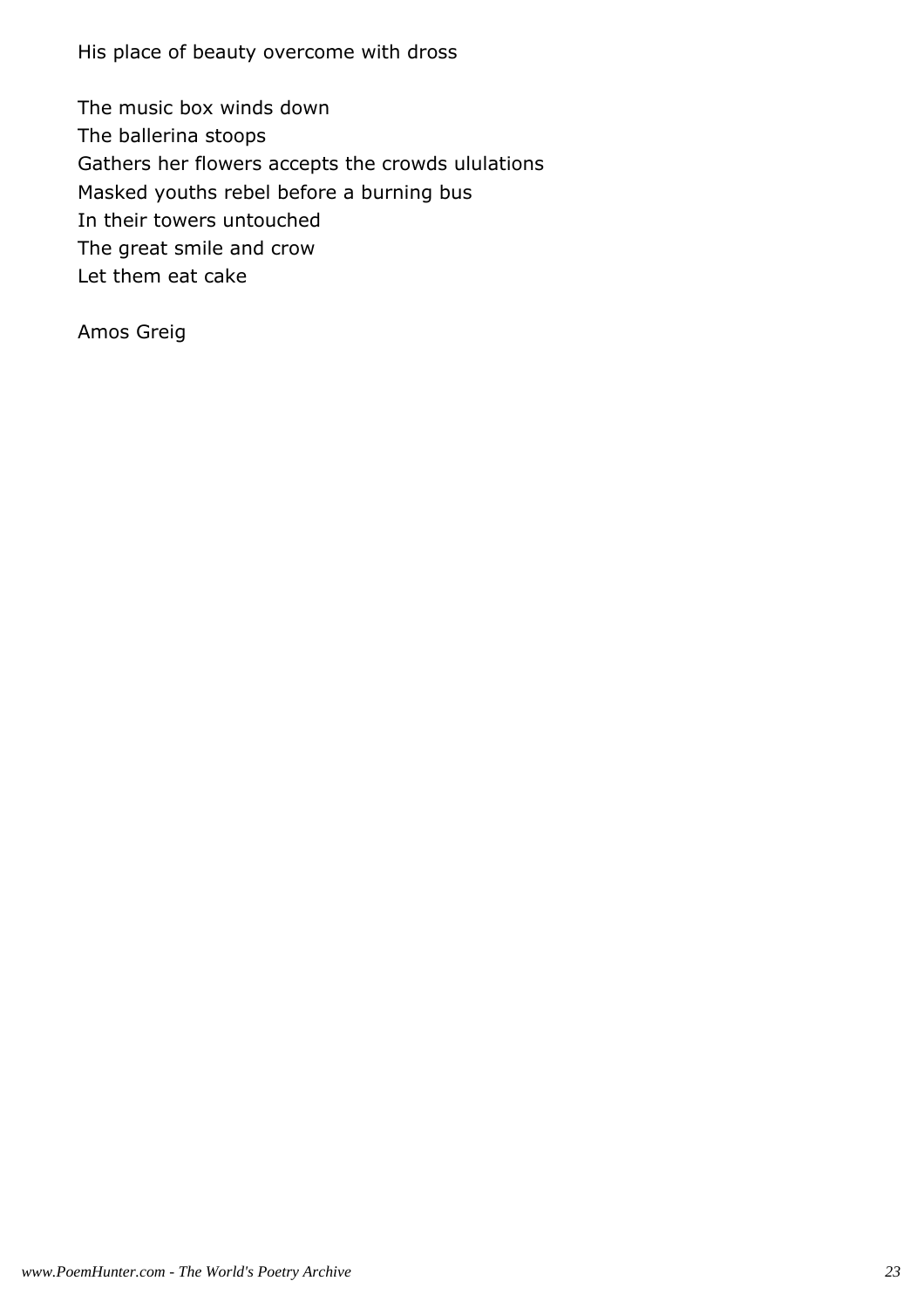His place of beauty overcome with dross

The music box winds down
The ballerina stoops
Gathers her flowers accepts the crowds ululations
Masked youths rebel before a burning bus
In their towers untouched
The great smile and crow
Let them eat cake

Amos Greig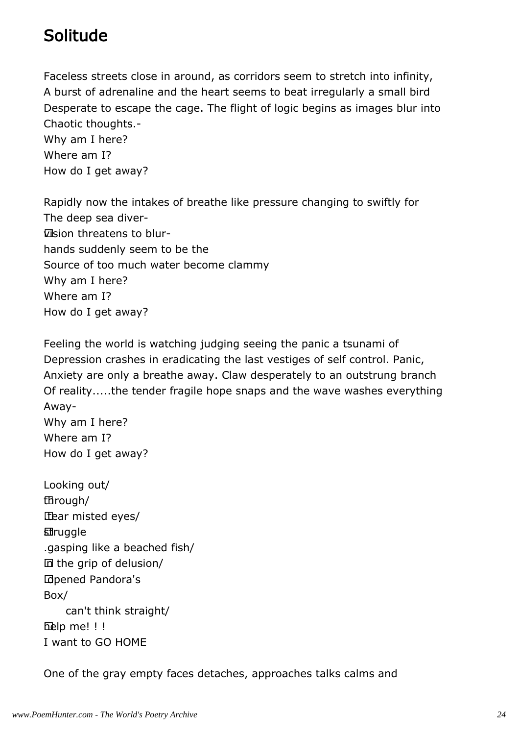# Solitude

Faceless streets close in around, as corridors seem to stretch into infinity,  
A burst of adrenaline and the heart seems to beat irregularly a small bird  
Desperate to escape the cage. The flight of logic begins as images blur into  
Chaotic thoughts.-  
Why am I here?  
Where am I?  
How do I get away?

Rapidly now the intakes of breathe like pressure changing to swiftly for  
The deep sea diver-  
vision threatens to blur-  
hands suddenly seem to be the  
Source of too much water become clammy  
Why am I here?  
Where am I?  
How do I get away?

Feeling the world is watching judging seeing the panic a tsunami of  
Depression crashes in eradicating the last vestiges of self control. Panic,  
Anxiety are only a breathe away. Claw desperately to an outstrung branch  
Of reality.....the tender fragile hope snaps and the wave washes everything  
Away-  
Why am I here?  
Where am I?  
How do I get away?

Looking out/  
through/  
tear misted eyes/  
struggle  
.gasping like a beached fish/  
in the grip of delusion/  
opened Pandora's  
Box/  
can't think straight/  
help me! ! !  
I want to GO HOME

One of the gray empty faces detaches, approaches talks calms and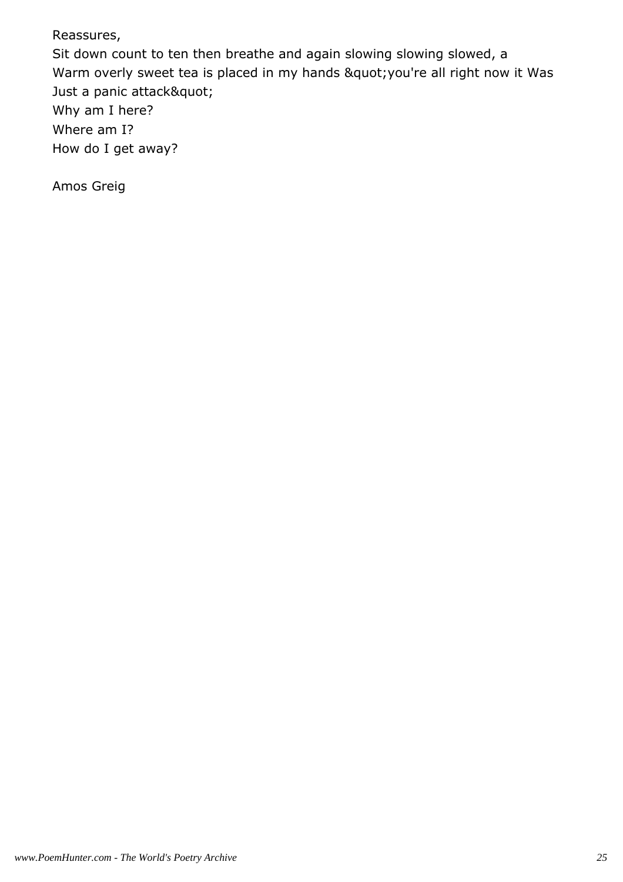Reassures,
Sit down count to ten then breathe and again slowing slowing slowed, a
Warm overly sweet tea is placed in my hands &quot;you're all right now it Was
Just a panic attack&quot;
Why am I here?
Where am I?
How do I get away?

Amos Greig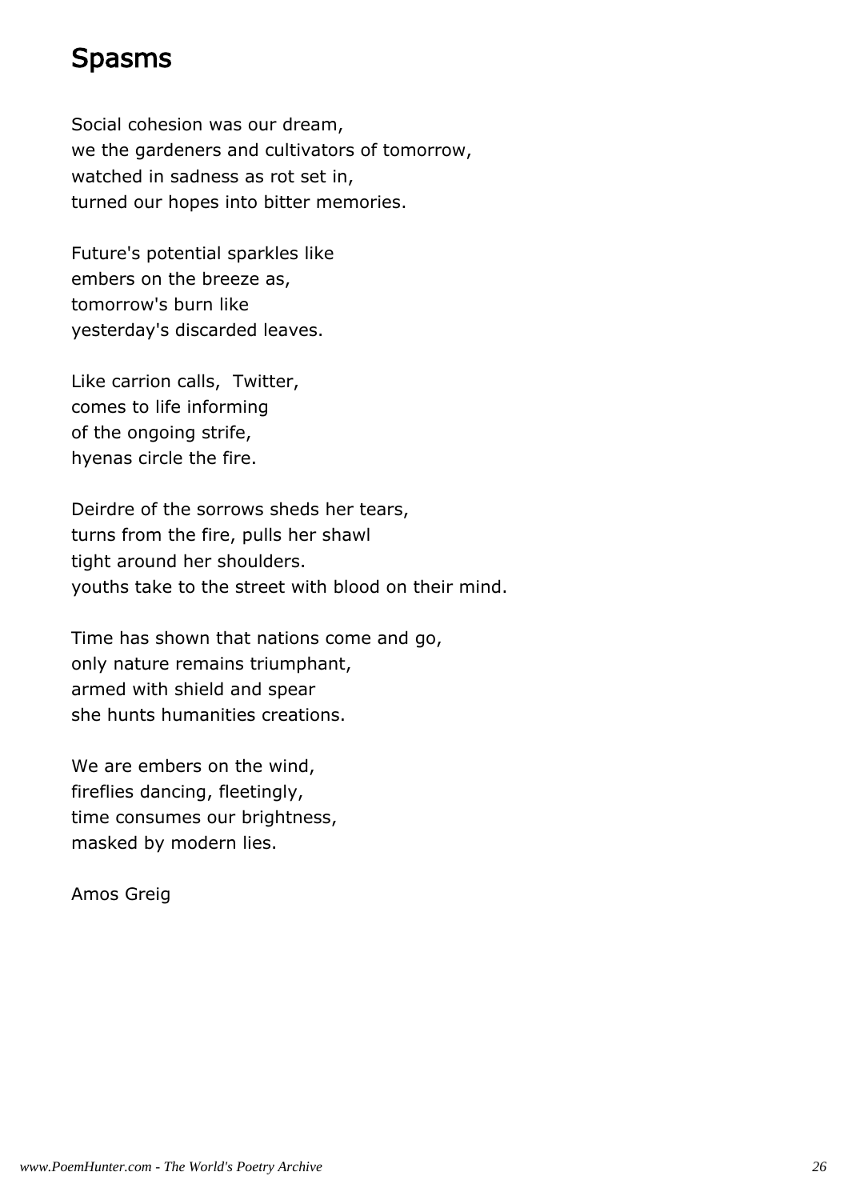# Spasms

Social cohesion was our dream,
we the gardeners and cultivators of tomorrow,
watched in sadness as rot set in,
turned our hopes into bitter memories.

Future's potential sparkles like
embers on the breeze as,
tomorrow's burn like
yesterday's discarded leaves.

Like carrion calls,  Twitter,
comes to life informing
of the ongoing strife,
hyenas circle the fire.

Deirdre of the sorrows sheds her tears,
turns from the fire, pulls her shawl
tight around her shoulders.
youths take to the street with blood on their mind.

Time has shown that nations come and go,
only nature remains triumphant,
armed with shield and spear
she hunts humanities creations.

We are embers on the wind,
fireflies dancing, fleetingly,
time consumes our brightness,
masked by modern lies.

Amos Greig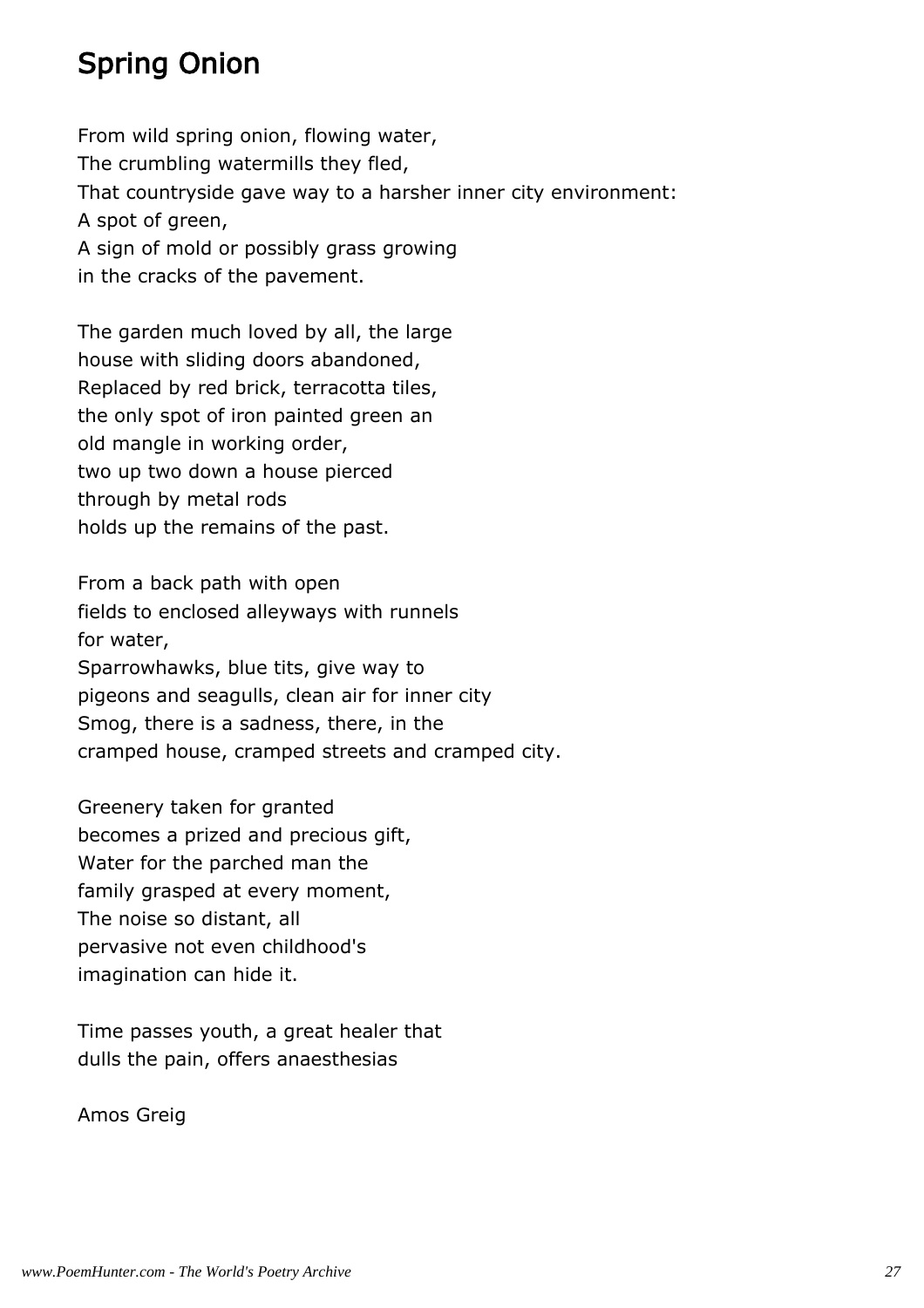## Spring Onion

From wild spring onion, flowing water,  
The crumbling watermills they fled,  
That countryside gave way to a harsher inner city environment:  
A spot of green,  
A sign of mold or possibly grass growing  
in the cracks of the pavement.

The garden much loved by all, the large  
house with sliding doors abandoned,  
Replaced by red brick, terracotta tiles,  
the only spot of iron painted green an  
old mangle in working order,  
two up two down a house pierced  
through by metal rods  
holds up the remains of the past.

From a back path with open  
fields to enclosed alleyways with runnels  
for water,  
Sparrowhawks, blue tits, give way to  
pigeons and seagulls, clean air for inner city  
Smog, there is a sadness, there, in the  
cramped house, cramped streets and cramped city.

Greenery taken for granted  
becomes a prized and precious gift,  
Water for the parched man the  
family grasped at every moment,  
The noise so distant, all  
pervasive not even childhood's  
imagination can hide it.

Time passes youth, a great healer that  
dulls the pain, offers anaesthesias

Amos Greig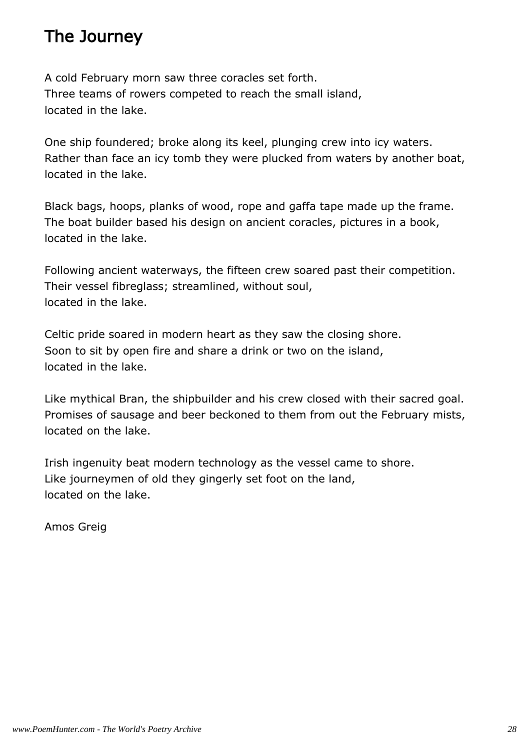# The Journey

A cold February morn saw three coracles set forth.  
Three teams of rowers competed to reach the small island,  
located in the lake.

One ship foundered; broke along its keel, plunging crew into icy waters.  
Rather than face an icy tomb they were plucked from waters by another boat,  
located in the lake.

Black bags, hoops, planks of wood, rope and gaffa tape made up the frame.  
The boat builder based his design on ancient coracles, pictures in a book,  
located in the lake.

Following ancient waterways, the fifteen crew soared past their competition.  
Their vessel fibreglass; streamlined, without soul,  
located in the lake.

Celtic pride soared in modern heart as they saw the closing shore.  
Soon to sit by open fire and share a drink or two on the island,  
located in the lake.

Like mythical Bran, the shipbuilder and his crew closed with their sacred goal.  
Promises of sausage and beer beckoned to them from out the February mists,  
located on the lake.

Irish ingenuity beat modern technology as the vessel came to shore.  
Like journeymen of old they gingerly set foot on the land,  
located on the lake.

Amos Greig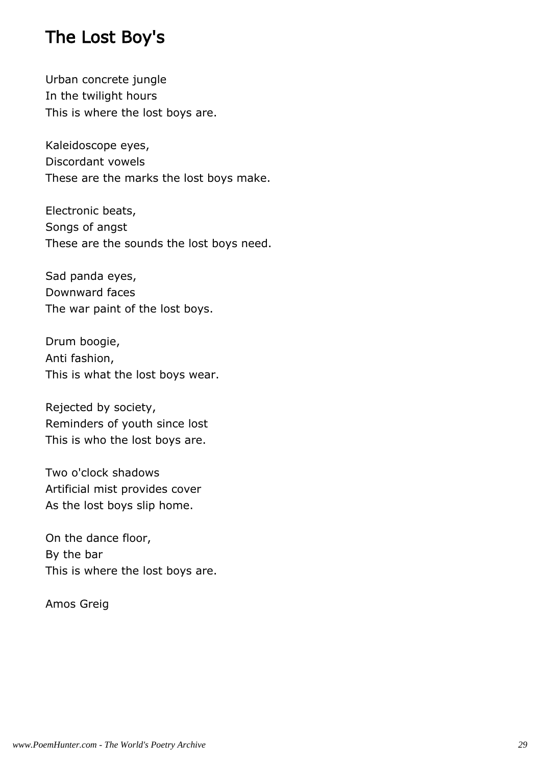# The Lost Boy's

Urban concrete jungle
In the twilight hours
This is where the lost boys are.

Kaleidoscope eyes,
Discordant vowels
These are the marks the lost boys make.

Electronic beats,
Songs of angst
These are the sounds the lost boys need.

Sad panda eyes,
Downward faces
The war paint of the lost boys.

Drum boogie,
Anti fashion,
This is what the lost boys wear.

Rejected by society,
Reminders of youth since lost
This is who the lost boys are.

Two o'clock shadows
Artificial mist provides cover
As the lost boys slip home.

On the dance floor,
By the bar
This is where the lost boys are.

Amos Greig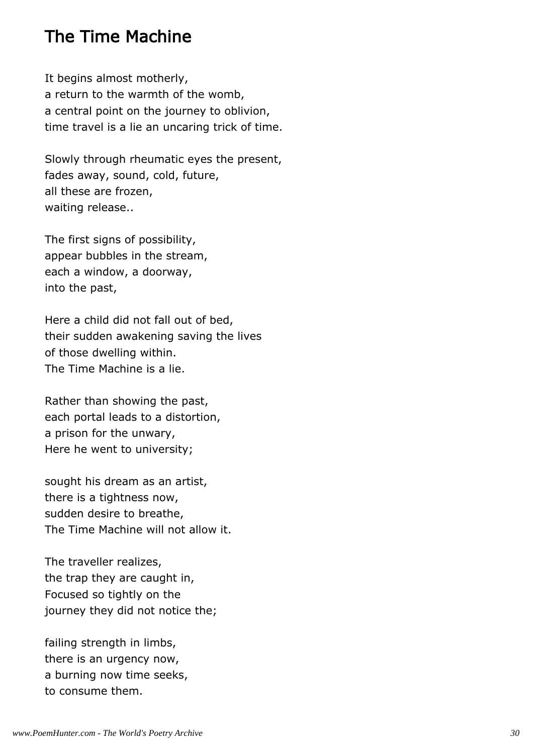## The Time Machine

It begins almost motherly,
a return to the warmth of the womb,
a central point on the journey to oblivion,
time travel is a lie an uncaring trick of time.

Slowly through rheumatic eyes the present,
fades away, sound, cold, future,
all these are frozen,
waiting release..

The first signs of possibility,
appear bubbles in the stream,
each a window, a doorway,
into the past,

Here a child did not fall out of bed,
their sudden awakening saving the lives
of those dwelling within.
The Time Machine is a lie.

Rather than showing the past,
each portal leads to a distortion,
a prison for the unwary,
Here he went to university;

sought his dream as an artist,
there is a tightness now,
sudden desire to breathe,
The Time Machine will not allow it.

The traveller realizes,
the trap they are caught in,
Focused so tightly on the
journey they did not notice the;

failing strength in limbs,
there is an urgency now,
a burning now time seeks,
to consume them.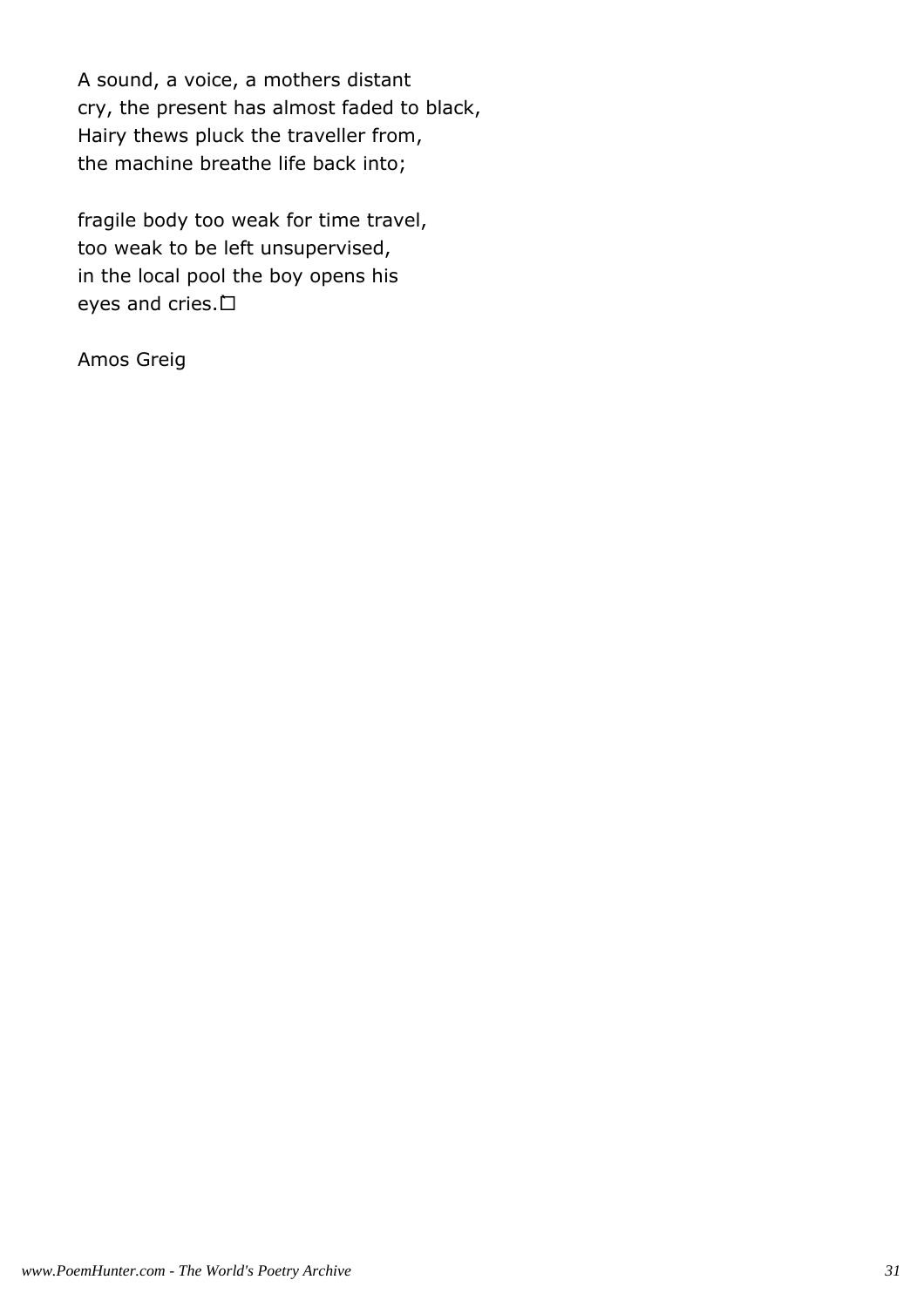A sound, a voice, a mothers distant
cry, the present has almost faded to black,
Hairy thews pluck the traveller from,
the machine breathe life back into;

fragile body too weak for time travel,
too weak to be left unsupervised,
in the local pool the boy opens his
eyes and cries.

Amos Greig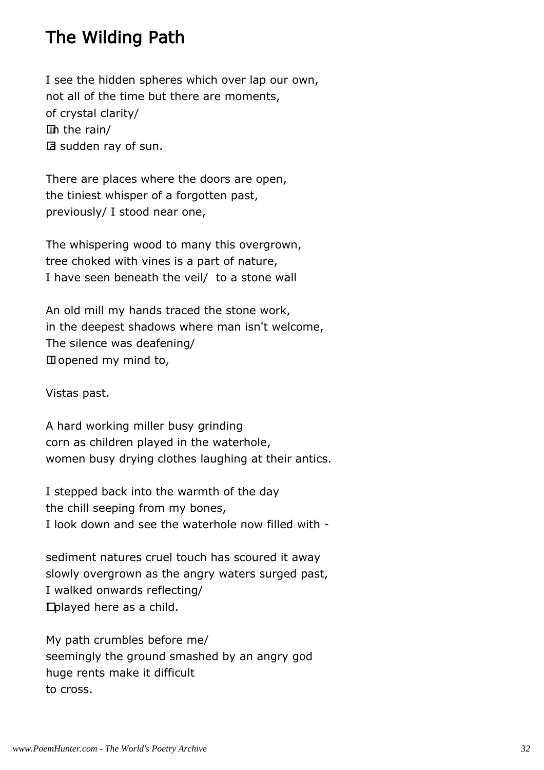## The Wilding Path

I see the hidden spheres which over lap our own,  
not all of the time but there are moments,  
of crystal clarity/  
in the rain/  
a sudden ray of sun.

There are places where the doors are open,  
the tiniest whisper of a forgotten past,  
previously/ I stood near one,

The whispering wood to many this overgrown,  
tree choked with vines is a part of nature,  
I have seen beneath the veil/ to a stone wall

An old mill my hands traced the stone work,  
in the deepest shadows where man isn't welcome,  
The silence was deafening/  
I opened my mind to,

Vistas past.

A hard working miller busy grinding  
corn as children played in the waterhole,  
women busy drying clothes laughing at their antics.

I stepped back into the warmth of the day  
the chill seeping from my bones,  
I look down and see the waterhole now filled with -

sediment natures cruel touch has scoured it away  
slowly overgrown as the angry waters surged past,  
I walked onwards reflecting/  
I played here as a child.

My path crumbles before me/  
seemingly the ground smashed by an angry god  
huge rents make it difficult  
to cross.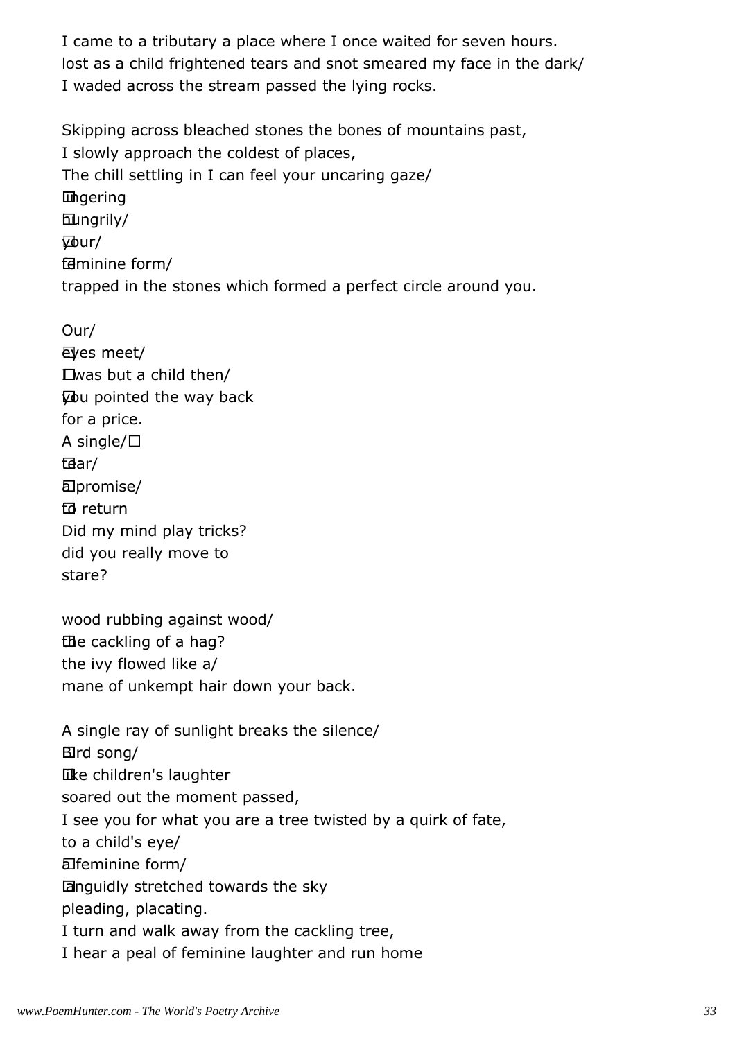I came to a tributary a place where I once waited for seven hours.  
lost as a child frightened tears and snot smeared my face in the dark/  
I waded across the stream passed the lying rocks.

Skipping across bleached stones the bones of mountains past,  
I slowly approach the coldest of places,  
The chill settling in I can feel your uncaring gaze/  
lingering  
hungrily/  
your/  
feminine form/  
trapped in the stones which formed a perfect circle around you.

Our/  
eyes meet/  
I was but a child then/  
you pointed the way back  
for a price.  
A single/  
tear/  
a promise/  
to return  
Did my mind play tricks?  
did you really move to  
stare?

wood rubbing against wood/  
the cackling of a hag?  
the ivy flowed like a/  
mane of unkempt hair down your back.

A single ray of sunlight breaks the silence/  
Bird song/  
like children's laughter  
soared out the moment passed,  
I see you for what you are a tree twisted by a quirk of fate,  
to a child's eye/  
a feminine form/  
languidly stretched towards the sky  
pleading, placating.  
I turn and walk away from the cackling tree,  
I hear a peal of feminine laughter and run home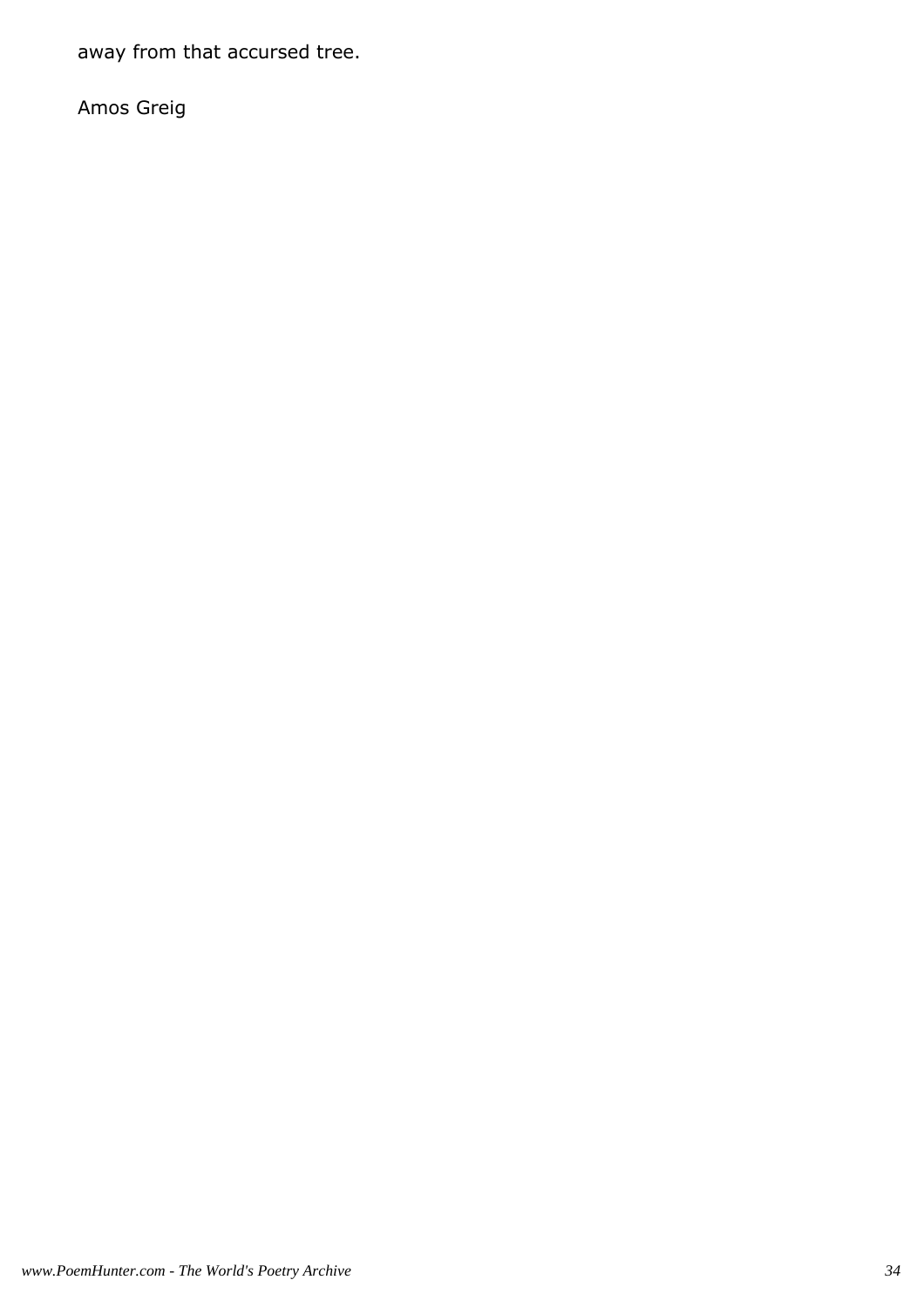away from that accursed tree.

Amos Greig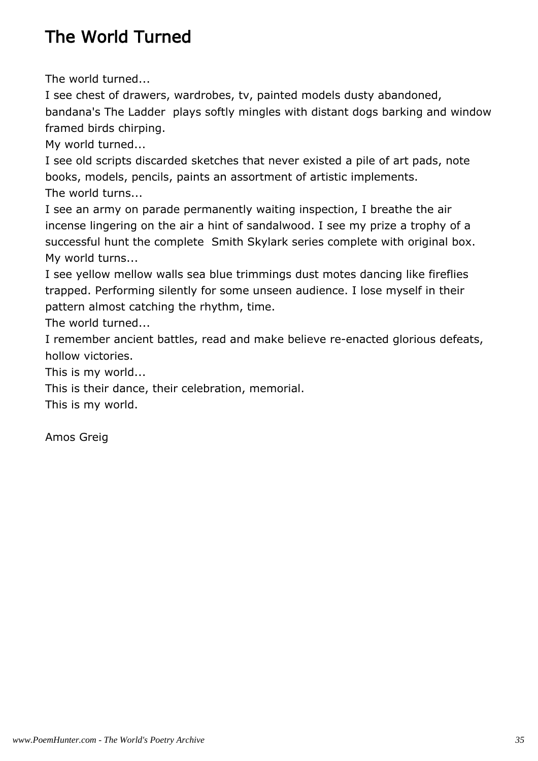# The World Turned

The world turned...
I see chest of drawers, wardrobes, tv, painted models dusty abandoned, bandana's The Ladder plays softly mingles with distant dogs barking and window framed birds chirping.
My world turned...
I see old scripts discarded sketches that never existed a pile of art pads, note books, models, pencils, paints an assortment of artistic implements.
The world turns...
I see an army on parade permanently waiting inspection, I breathe the air incense lingering on the air a hint of sandalwood. I see my prize a trophy of a successful hunt the complete Smith Skylark series complete with original box.
My world turns...
I see yellow mellow walls sea blue trimmings dust motes dancing like fireflies trapped. Performing silently for some unseen audience. I lose myself in their pattern almost catching the rhythm, time.
The world turned...
I remember ancient battles, read and make believe re-enacted glorious defeats, hollow victories.
This is my world...
This is their dance, their celebration, memorial.
This is my world.

Amos Greig